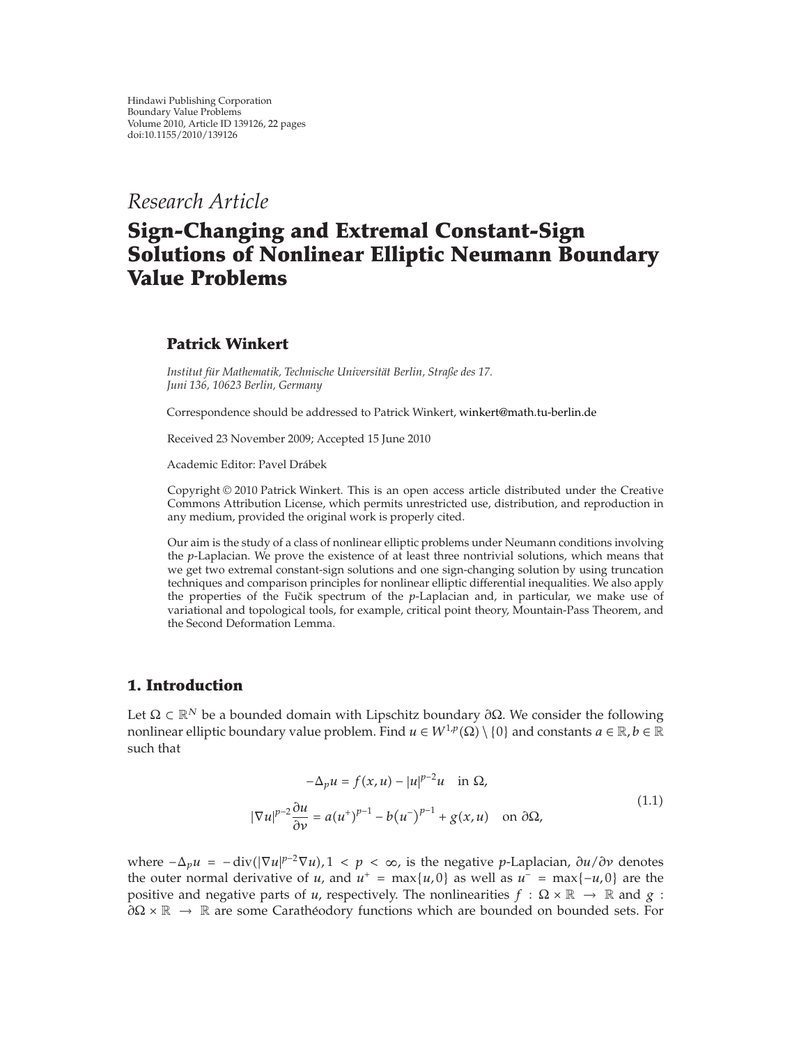Hindawi Publishing Corporation
Boundary Value Problems
Volume 2010, Article ID 139126, 22 pages
doi:10.1155/2010/139126

*Research Article*

# Sign-Changing and Extremal Constant-Sign Solutions of Nonlinear Elliptic Neumann Boundary Value Problems

## Patrick Winkert

*Institut für Mathematik, Technische Universität Berlin, Straße des 17. Juni 136, 10623 Berlin, Germany*

Correspondence should be addressed to Patrick Winkert, winkert@math.tu-berlin.de

Received 23 November 2009; Accepted 15 June 2010

Academic Editor: Pavel Drábek

Copyright © 2010 Patrick Winkert. This is an open access article distributed under the Creative Commons Attribution License, which permits unrestricted use, distribution, and reproduction in any medium, provided the original work is properly cited.

Our aim is the study of a class of nonlinear elliptic problems under Neumann conditions involving the $p$-Laplacian. We prove the existence of at least three nontrivial solutions, which means that we get two extremal constant-sign solutions and one sign-changing solution by using truncation techniques and comparison principles for nonlinear elliptic differential inequalities. We also apply the properties of the Fučik spectrum of the $p$-Laplacian and, in particular, we make use of variational and topological tools, for example, critical point theory, Mountain-Pass Theorem, and the Second Deformation Lemma.

## 1. Introduction

Let $\Omega \subset \mathbb{R}^N$ be a bounded domain with Lipschitz boundary $\partial\Omega$. We consider the following nonlinear elliptic boundary value problem. Find $u \in W^{1,p}(\Omega) \setminus \{0\}$ and constants $a \in \mathbb{R}, b \in \mathbb{R}$ such that

$$
\begin{aligned}
-\Delta_p u &= f(x,u) - |u|^{p-2}u \quad \text{in } \Omega, \\
|\nabla u|^{p-2}\frac{\partial u}{\partial \nu} &= a(u^+)^{p-1} - b(u^-)^{p-1} + g(x,u) \quad \text{on } \partial\Omega,
\end{aligned}
\tag{1.1}
$$

where $-\Delta_p u = -\operatorname{div}(|\nabla u|^{p-2}\nabla u), 1 < p < \infty$, is the negative $p$-Laplacian, $\partial u/\partial \nu$ denotes the outer normal derivative of $u$, and $u^+ = \max\{u, 0\}$ as well as $u^- = \max\{-u, 0\}$ are the positive and negative parts of $u$, respectively. The nonlinearities $f : \Omega \times \mathbb{R} \to \mathbb{R}$ and $g : \partial\Omega \times \mathbb{R} \to \mathbb{R}$ are some Carathéodory functions which are bounded on bounded sets. For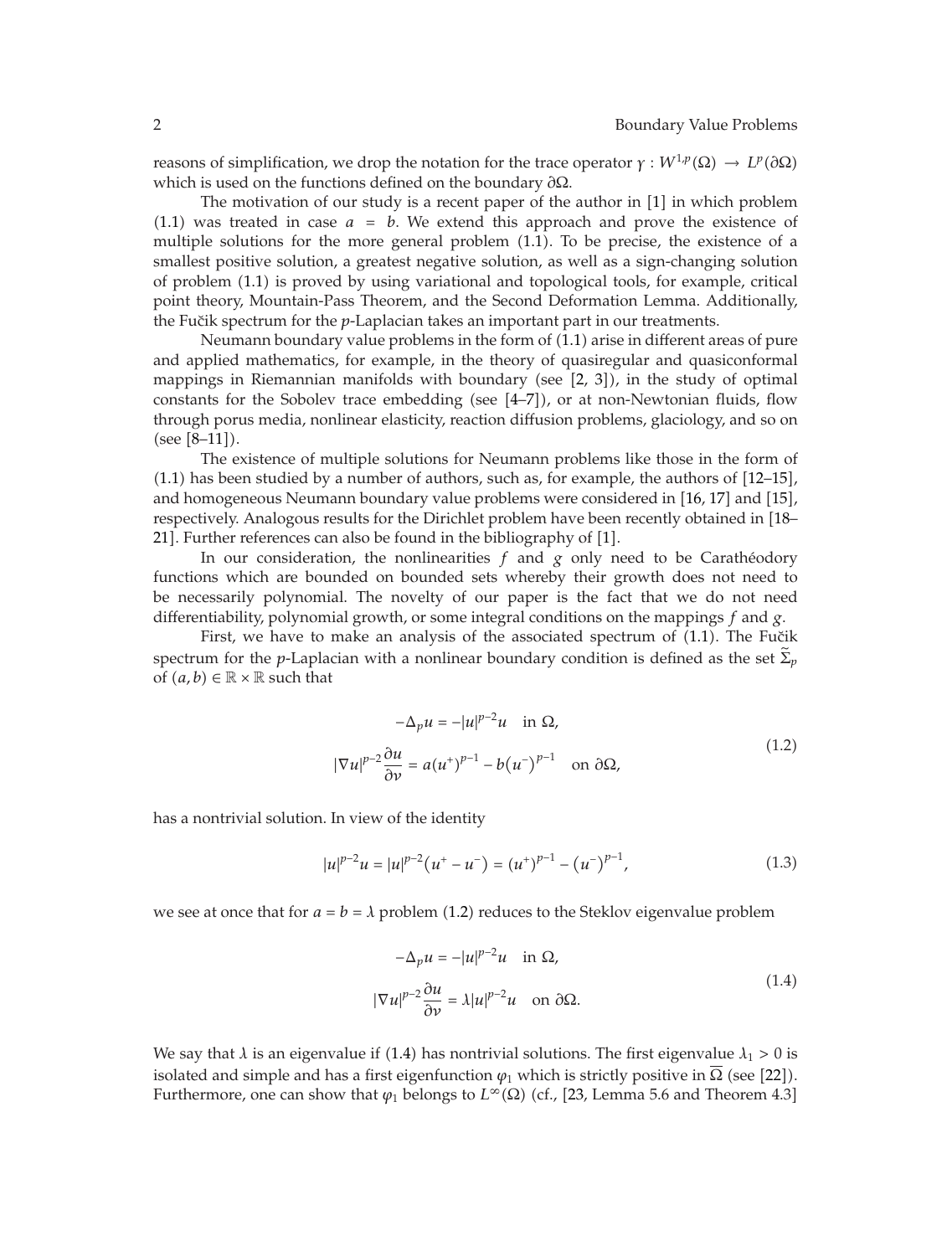reasons of simplification, we drop the notation for the trace operator $\gamma : W^{1,p}(\Omega) \to L^p(\partial\Omega)$ which is used on the functions defined on the boundary $\partial\Omega$.

The motivation of our study is a recent paper of the author in [1] in which problem (1.1) was treated in case $a = b$. We extend this approach and prove the existence of multiple solutions for the more general problem (1.1). To be precise, the existence of a smallest positive solution, a greatest negative solution, as well as a sign-changing solution of problem (1.1) is proved by using variational and topological tools, for example, critical point theory, Mountain-Pass Theorem, and the Second Deformation Lemma. Additionally, the Fučik spectrum for the $p$-Laplacian takes an important part in our treatments.

Neumann boundary value problems in the form of (1.1) arise in different areas of pure and applied mathematics, for example, in the theory of quasiregular and quasiconformal mappings in Riemannian manifolds with boundary (see [2, 3]), in the study of optimal constants for the Sobolev trace embedding (see [4–7]), or at non-Newtonian fluids, flow through porus media, nonlinear elasticity, reaction diffusion problems, glaciology, and so on (see [8–11]).

The existence of multiple solutions for Neumann problems like those in the form of (1.1) has been studied by a number of authors, such as, for example, the authors of [12–15], and homogeneous Neumann boundary value problems were considered in [16, 17] and [15], respectively. Analogous results for the Dirichlet problem have been recently obtained in [18–21]. Further references can also be found in the bibliography of [1].

In our consideration, the nonlinearities $f$ and $g$ only need to be Carathéodory functions which are bounded on bounded sets whereby their growth does not need to be necessarily polynomial. The novelty of our paper is the fact that we do not need differentiability, polynomial growth, or some integral conditions on the mappings $f$ and $g$.

First, we have to make an analysis of the associated spectrum of (1.1). The Fučik spectrum for the $p$-Laplacian with a nonlinear boundary condition is defined as the set $\widetilde{\Sigma}_p$ of $(a, b) \in \mathbb{R} \times \mathbb{R}$ such that

$$
\begin{aligned}
-\Delta_p u &= -|u|^{p-2}u \quad \text{in } \Omega, \\
|\nabla u|^{p-2}\frac{\partial u}{\partial \nu} &= a(u^+)^{p-1} - b(u^-)^{p-1} \quad \text{on } \partial\Omega,
\end{aligned}
\tag{1.2}
$$

has a nontrivial solution. In view of the identity

$$
|u|^{p-2}u = |u|^{p-2}(u^+ - u^-) = (u^+)^{p-1} - (u^-)^{p-1}, \tag{1.3}
$$

we see at once that for $a = b = \lambda$ problem (1.2) reduces to the Steklov eigenvalue problem

$$
\begin{aligned}
-\Delta_p u &= -|u|^{p-2}u \quad \text{in } \Omega, \\
|\nabla u|^{p-2}\frac{\partial u}{\partial \nu} &= \lambda |u|^{p-2}u \quad \text{on } \partial\Omega.
\end{aligned}
\tag{1.4}
$$

We say that $\lambda$ is an eigenvalue if (1.4) has nontrivial solutions. The first eigenvalue $\lambda_1 > 0$ is isolated and simple and has a first eigenfunction $\varphi_1$ which is strictly positive in $\overline{\Omega}$ (see [22]). Furthermore, one can show that $\varphi_1$ belongs to $L^\infty(\Omega)$ (cf., [23, Lemma 5.6 and Theorem 4.3]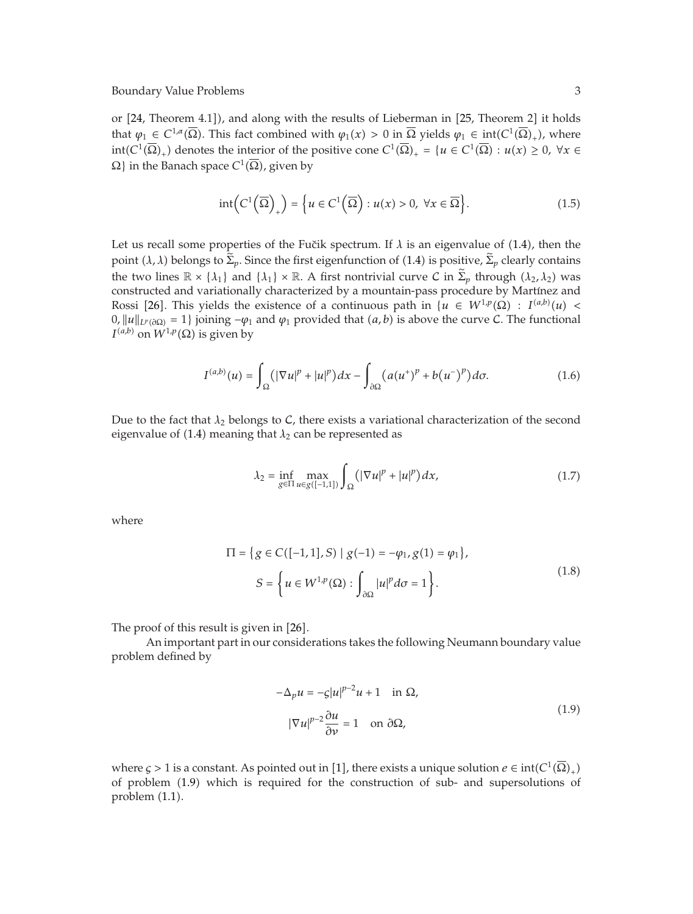or [24, Theorem 4.1]), and along with the results of Lieberman in [25, Theorem 2] it holds that $\varphi_1 \in C^{1,\alpha}(\overline{\Omega})$. This fact combined with $\varphi_1(x) > 0$ in $\overline{\Omega}$ yields $\varphi_1 \in \operatorname{int}(C^1(\overline{\Omega})_+)$, where $\operatorname{int}(C^1(\overline{\Omega})_+)$ denotes the interior of the positive cone $C^1(\overline{\Omega})_+ = \{u \in C^1(\overline{\Omega}) : u(x) \geq 0, \ \forall x \in \Omega\}$ in the Banach space $C^1(\overline{\Omega})$, given by

$$\operatorname{int}\left(C^1\left(\overline{\Omega}\right)_+\right) = \left\{u \in C^1\left(\overline{\Omega}\right) : u(x) > 0, \ \forall x \in \overline{\Omega}\right\}. \tag{1.5}$$

Let us recall some properties of the Fučik spectrum. If $\lambda$ is an eigenvalue of (1.4), then the point $(\lambda, \lambda)$ belongs to $\widetilde{\Sigma}_p$. Since the first eigenfunction of (1.4) is positive, $\widetilde{\Sigma}_p$ clearly contains the two lines $\mathbb{R} \times \{\lambda_1\}$ and $\{\lambda_1\} \times \mathbb{R}$. A first nontrivial curve $\mathcal{C}$ in $\widetilde{\Sigma}_p$ through $(\lambda_2, \lambda_2)$ was constructed and variationally characterized by a mountain-pass procedure by Martínez and Rossi [26]. This yields the existence of a continuous path in $\{u \in W^{1,p}(\Omega) : I^{(a,b)}(u) < 0, \|u\|_{L^p(\partial\Omega)} = 1\}$ joining $-\varphi_1$ and $\varphi_1$ provided that $(a,b)$ is above the curve $\mathcal{C}$. The functional $I^{(a,b)}$ on $W^{1,p}(\Omega)$ is given by

$$I^{(a,b)}(u) = \int_\Omega \left(|\nabla u|^p + |u|^p\right)dx - \int_{\partial\Omega}\left(a\left(u^+\right)^p + b\left(u^-\right)^p\right)d\sigma. \tag{1.6}$$

Due to the fact that $\lambda_2$ belongs to $\mathcal{C}$, there exists a variational characterization of the second eigenvalue of (1.4) meaning that $\lambda_2$ can be represented as

$$\lambda_2 = \inf_{g \in \Pi} \max_{u \in g([-1,1])} \int_\Omega \left(|\nabla u|^p + |u|^p\right)dx, \tag{1.7}$$

where

$$\begin{gathered}
\Pi = \left\{g \in C([-1,1], S) \mid g(-1) = -\varphi_1, g(1) = \varphi_1\right\}, \\
S = \left\{u \in W^{1,p}(\Omega) : \int_{\partial\Omega} |u|^p d\sigma = 1\right\}.
\end{gathered} \tag{1.8}$$

The proof of this result is given in [26].

An important part in our considerations takes the following Neumann boundary value problem defined by

$$\begin{gathered}
-\Delta_p u = -\varsigma |u|^{p-2}u + 1 \quad \text{in } \Omega, \\
|\nabla u|^{p-2}\frac{\partial u}{\partial \nu} = 1 \quad \text{on } \partial\Omega,
\end{gathered} \tag{1.9}$$

where $\varsigma > 1$ is a constant. As pointed out in [1], there exists a unique solution $e \in \operatorname{int}(C^1(\overline{\Omega})_+)$ of problem (1.9) which is required for the construction of sub- and supersolutions of problem (1.1).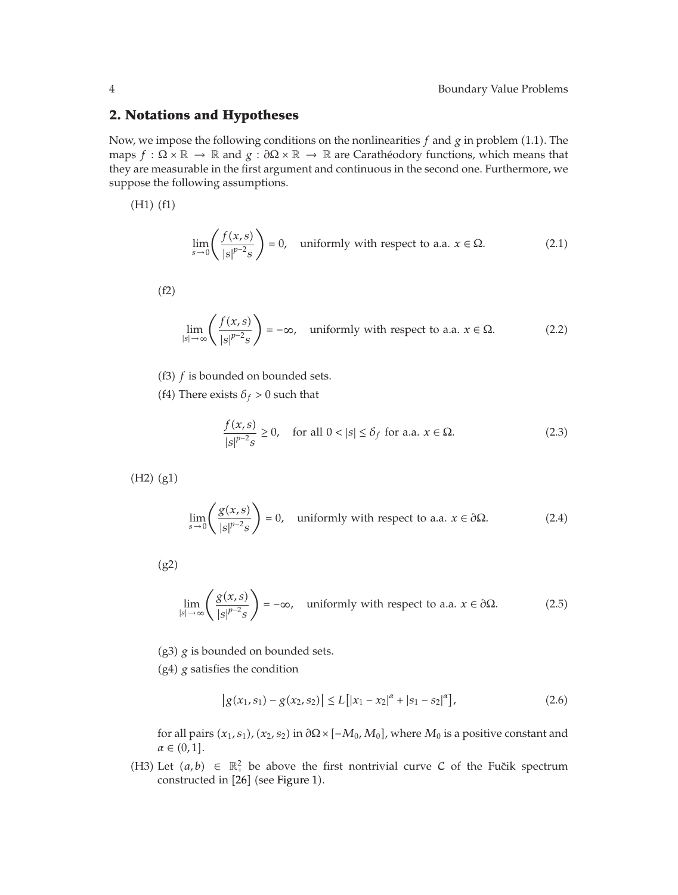## 2. Notations and Hypotheses

Now, we impose the following conditions on the nonlinearities $f$ and $g$ in problem (1.1). The maps $f : \Omega \times \mathbb{R} \to \mathbb{R}$ and $g : \partial\Omega \times \mathbb{R} \to \mathbb{R}$ are Carathéodory functions, which means that they are measurable in the first argument and continuous in the second one. Furthermore, we suppose the following assumptions.

(H1) (f1)

$$\lim_{s \to 0} \left( \frac{f(x,s)}{|s|^{p-2}s} \right) = 0, \quad \text{uniformly with respect to a.a. } x \in \Omega. \tag{2.1}$$

(f2)

$$\lim_{|s| \to \infty} \left( \frac{f(x,s)}{|s|^{p-2}s} \right) = -\infty, \quad \text{uniformly with respect to a.a. } x \in \Omega. \tag{2.2}$$

(f3) $f$ is bounded on bounded sets.

(f4) There exists $\delta_f > 0$ such that

$$\frac{f(x,s)}{|s|^{p-2}s} \geq 0, \quad \text{for all } 0 < |s| \leq \delta_f \text{ for a.a. } x \in \Omega. \tag{2.3}$$

(H2) (g1)

$$\lim_{s \to 0} \left( \frac{g(x,s)}{|s|^{p-2}s} \right) = 0, \quad \text{uniformly with respect to a.a. } x \in \partial\Omega. \tag{2.4}$$

(g2)

$$\lim_{|s| \to \infty} \left( \frac{g(x,s)}{|s|^{p-2}s} \right) = -\infty, \quad \text{uniformly with respect to a.a. } x \in \partial\Omega. \tag{2.5}$$

(g3) $g$ is bounded on bounded sets.

(g4) $g$ satisfies the condition

$$|g(x_1, s_1) - g(x_2, s_2)| \leq L\left[|x_1 - x_2|^{\alpha} + |s_1 - s_2|^{\alpha}\right], \tag{2.6}$$

for all pairs $(x_1, s_1), (x_2, s_2)$ in $\partial\Omega \times [-M_0, M_0]$, where $M_0$ is a positive constant and $\alpha \in (0, 1]$.

(H3) Let $(a, b) \in \mathbb{R}^2_+$ be above the first nontrivial curve $\mathcal{C}$ of the Fučik spectrum constructed in [26] (see Figure 1).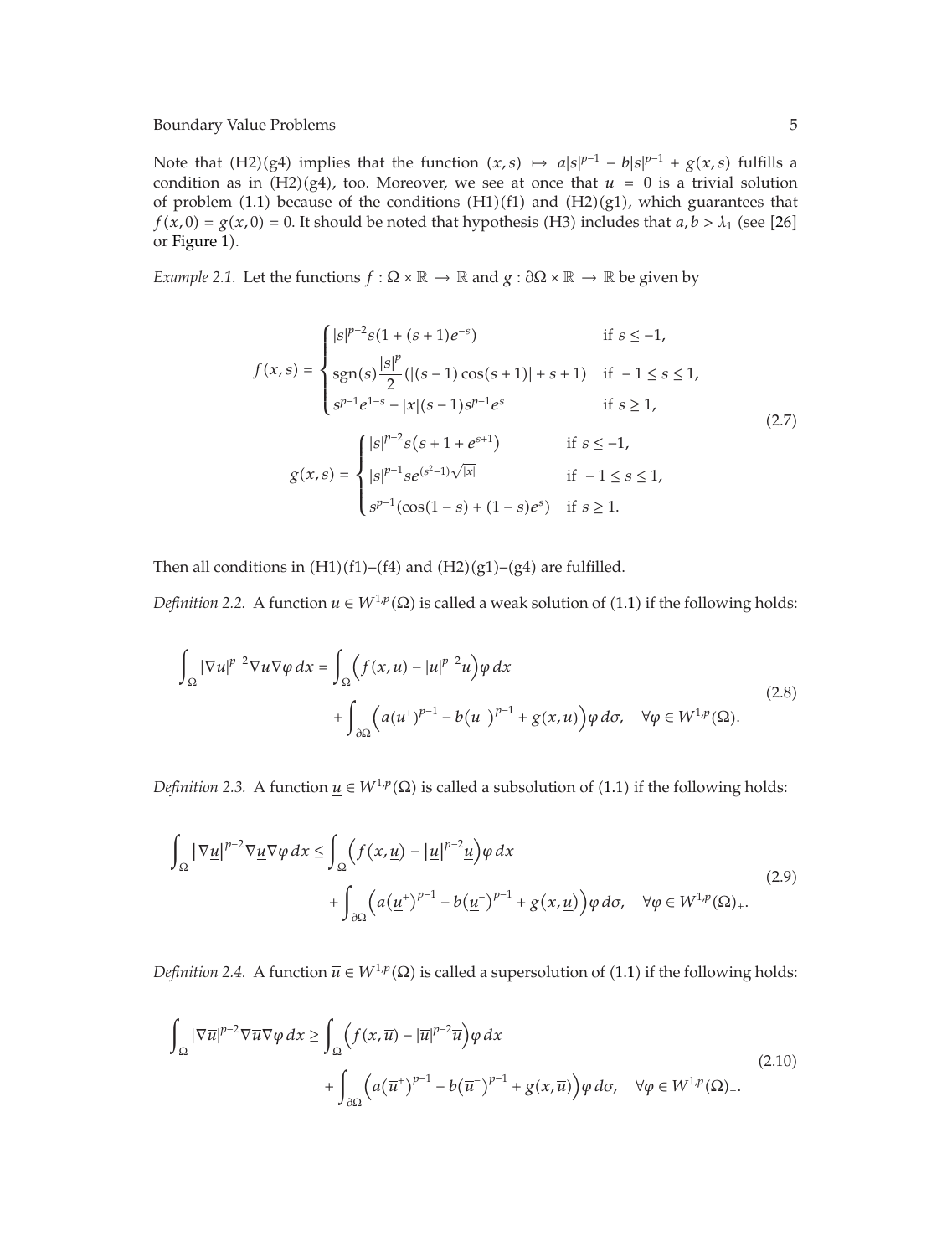Note that (H2)(g4) implies that the function $(x,s) \mapsto a|s|^{p-1} - b|s|^{p-1} + g(x,s)$ fulfills a condition as in (H2)(g4), too. Moreover, we see at once that $u = 0$ is a trivial solution of problem (1.1) because of the conditions (H1)(f1) and (H2)(g1), which guarantees that $f(x,0) = g(x,0) = 0$. It should be noted that hypothesis (H3) includes that $a, b > \lambda_1$ (see [26] or Figure 1).

*Example 2.1.* Let the functions $f : \Omega \times \mathbb{R} \to \mathbb{R}$ and $g : \partial\Omega \times \mathbb{R} \to \mathbb{R}$ be given by

$$
f(x,s) = \begin{cases} |s|^{p-2}s\left(1 + (s+1)e^{-s}\right) & \text{if } s \le -1, \\ \operatorname{sgn}(s)\dfrac{|s|^p}{2}\left(|(s-1)\cos(s+1)| + s + 1\right) & \text{if } -1 \le s \le 1, \\ s^{p-1}e^{1-s} - |x|(s-1)s^{p-1}e^{s} & \text{if } s \ge 1, \end{cases}
$$
$$
g(x,s) = \begin{cases} |s|^{p-2}s\left(s + 1 + e^{s+1}\right) & \text{if } s \le -1, \\ |s|^{p-1}se^{(s^2-1)\sqrt{|x|}} & \text{if } -1 \le s \le 1, \\ s^{p-1}\left(\cos(1-s) + (1-s)e^{s}\right) & \text{if } s \ge 1. \end{cases} \tag{2.7}
$$

Then all conditions in (H1)(f1)–(f4) and (H2)(g1)–(g4) are fulfilled.

*Definition 2.2.* A function $u \in W^{1,p}(\Omega)$ is called a weak solution of (1.1) if the following holds:

$$
\begin{aligned}
\int_\Omega |\nabla u|^{p-2}\nabla u \nabla\varphi\, dx = \int_\Omega \left(f(x,u) - |u|^{p-2}u\right)\varphi\, dx \\
+ \int_{\partial\Omega} \left(a(u^+)^{p-1} - b(u^-)^{p-1} + g(x,u)\right)\varphi\, d\sigma, \quad \forall\varphi \in W^{1,p}(\Omega).
\end{aligned} \tag{2.8}
$$

*Definition 2.3.* A function $\underline{u} \in W^{1,p}(\Omega)$ is called a subsolution of (1.1) if the following holds:

$$
\begin{aligned}
\int_\Omega |\nabla \underline{u}|^{p-2}\nabla \underline{u} \nabla\varphi\, dx \le \int_\Omega \left(f(x,\underline{u}) - |\underline{u}|^{p-2}\underline{u}\right)\varphi\, dx \\
+ \int_{\partial\Omega} \left(a(\underline{u}^+)^{p-1} - b(\underline{u}^-)^{p-1} + g(x,\underline{u})\right)\varphi\, d\sigma, \quad \forall\varphi \in W^{1,p}(\Omega)_+.
\end{aligned} \tag{2.9}
$$

*Definition 2.4.* A function $\overline{u} \in W^{1,p}(\Omega)$ is called a supersolution of (1.1) if the following holds:

$$
\begin{aligned}
\int_\Omega |\nabla \overline{u}|^{p-2}\nabla \overline{u} \nabla\varphi\, dx \ge \int_\Omega \left(f(x,\overline{u}) - |\overline{u}|^{p-2}\overline{u}\right)\varphi\, dx \\
+ \int_{\partial\Omega} \left(a(\overline{u}^+)^{p-1} - b(\overline{u}^-)^{p-1} + g(x,\overline{u})\right)\varphi\, d\sigma, \quad \forall\varphi \in W^{1,p}(\Omega)_+.
\end{aligned} \tag{2.10}
$$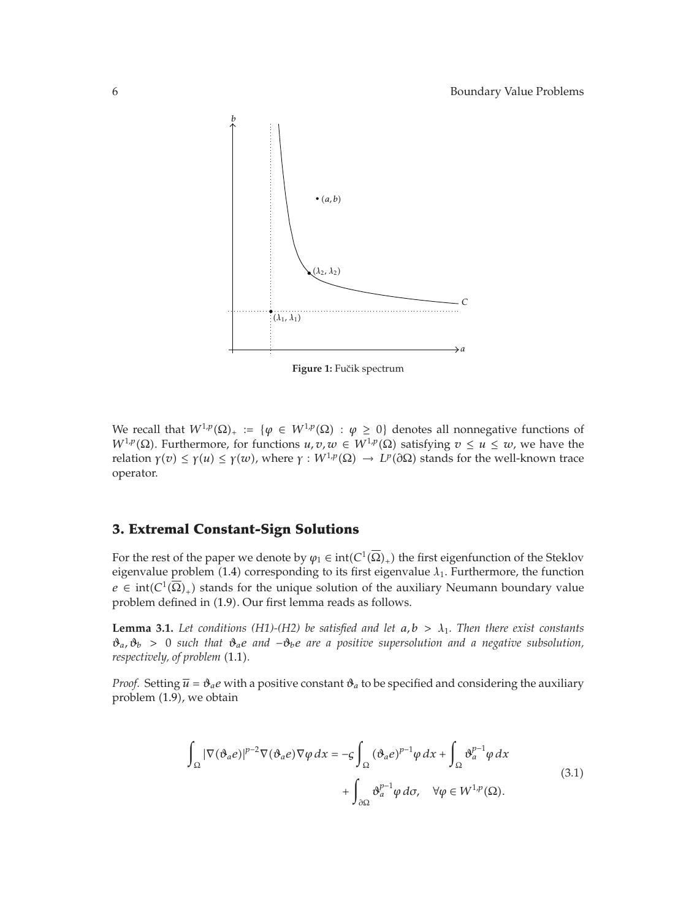Figure 1: Fučik spectrum

We recall that $W^{1,p}(\Omega)_+ := \{\varphi \in W^{1,p}(\Omega) : \varphi \geq 0\}$ denotes all nonnegative functions of $W^{1,p}(\Omega)$. Furthermore, for functions $u, v, w \in W^{1,p}(\Omega)$ satisfying $v \leq u \leq w$, we have the relation $\gamma(v) \leq \gamma(u) \leq \gamma(w)$, where $\gamma : W^{1,p}(\Omega) \to L^p(\partial\Omega)$ stands for the well-known trace operator.

## 3. Extremal Constant-Sign Solutions

For the rest of the paper we denote by $\varphi_1 \in \operatorname{int}(C^1(\overline{\Omega})_+)$ the first eigenfunction of the Steklov eigenvalue problem (1.4) corresponding to its first eigenvalue $\lambda_1$. Furthermore, the function $e \in \operatorname{int}(C^1(\overline{\Omega})_+)$ stands for the unique solution of the auxiliary Neumann boundary value problem defined in (1.9). Our first lemma reads as follows.

**Lemma 3.1.** *Let conditions (H1)-(H2) be satisfied and let $a, b > \lambda_1$. Then there exist constants $\vartheta_a, \vartheta_b > 0$ such that $\vartheta_a e$ and $-\vartheta_b e$ are a positive supersolution and a negative subsolution, respectively, of problem* (1.1).

*Proof.* Setting $\overline{u} = \vartheta_a e$ with a positive constant $\vartheta_a$ to be specified and considering the auxiliary problem (1.9), we obtain

$$\int_\Omega |\nabla(\vartheta_a e)|^{p-2}\nabla(\vartheta_a e)\nabla\varphi\, dx = -\varsigma\int_\Omega (\vartheta_a e)^{p-1}\varphi\, dx + \int_\Omega \vartheta_a^{p-1}\varphi\, dx + \int_{\partial\Omega} \vartheta_a^{p-1}\varphi\, d\sigma, \quad \forall\varphi \in W^{1,p}(\Omega). \tag{3.1}$$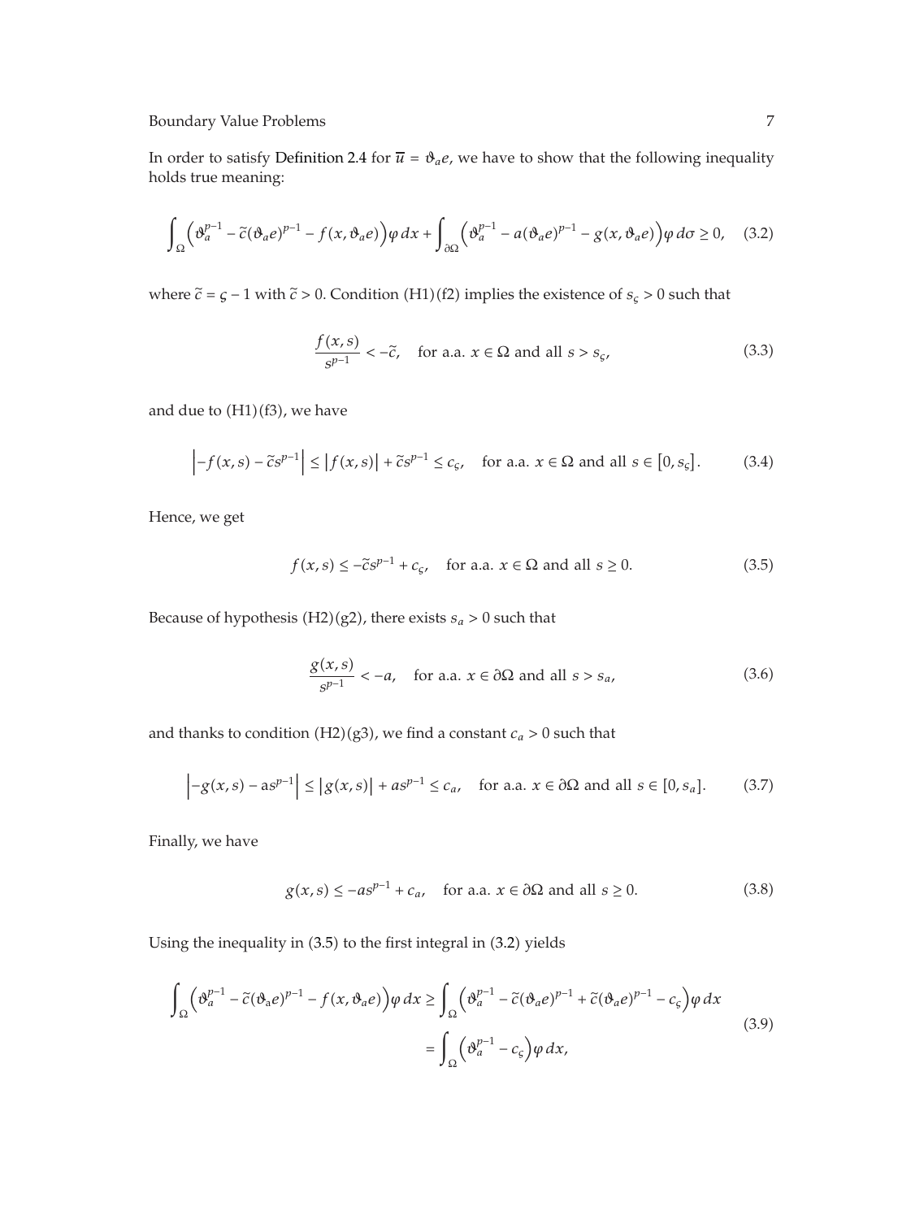In order to satisfy Definition 2.4 for $\overline{u} = \vartheta_a e$, we have to show that the following inequality holds true meaning:

$$\int_\Omega \left( \vartheta_a^{p-1} - \tilde{c}(\vartheta_a e)^{p-1} - f(x, \vartheta_a e) \right) \varphi \, dx + \int_{\partial\Omega} \left( \vartheta_a^{p-1} - a(\vartheta_a e)^{p-1} - g(x, \vartheta_a e) \right) \varphi \, d\sigma \geq 0, \quad (3.2)$$

where $\tilde{c} = \varsigma - 1$ with $\tilde{c} > 0$. Condition (H1)(f2) implies the existence of $s_\varsigma > 0$ such that

$$\frac{f(x,s)}{s^{p-1}} < -\tilde{c}, \quad \text{for a.a. } x \in \Omega \text{ and all } s > s_\varsigma, \quad (3.3)$$

and due to (H1)(f3), we have

$$\left| -f(x,s) - \tilde{c}s^{p-1} \right| \leq \left| f(x,s) \right| + \tilde{c}s^{p-1} \leq c_\varsigma, \quad \text{for a.a. } x \in \Omega \text{ and all } s \in [0, s_\varsigma]. \quad (3.4)$$

Hence, we get

$$f(x,s) \leq -\tilde{c}s^{p-1} + c_\varsigma, \quad \text{for a.a. } x \in \Omega \text{ and all } s \geq 0. \quad (3.5)$$

Because of hypothesis (H2)(g2), there exists $s_a > 0$ such that

$$\frac{g(x,s)}{s^{p-1}} < -a, \quad \text{for a.a. } x \in \partial\Omega \text{ and all } s > s_a, \quad (3.6)$$

and thanks to condition (H2)(g3), we find a constant $c_a > 0$ such that

$$\left| -g(x,s) - as^{p-1} \right| \leq \left| g(x,s) \right| + as^{p-1} \leq c_a, \quad \text{for a.a. } x \in \partial\Omega \text{ and all } s \in [0, s_a]. \quad (3.7)$$

Finally, we have

$$g(x,s) \leq -as^{p-1} + c_a, \quad \text{for a.a. } x \in \partial\Omega \text{ and all } s \geq 0. \quad (3.8)$$

Using the inequality in (3.5) to the first integral in (3.2) yields

$$\begin{aligned} \int_\Omega \left( \vartheta_a^{p-1} - \tilde{c}(\vartheta_a e)^{p-1} - f(x, \vartheta_a e) \right) \varphi \, dx &\geq \int_\Omega \left( \vartheta_a^{p-1} - \tilde{c}(\vartheta_a e)^{p-1} + \tilde{c}(\vartheta_a e)^{p-1} - c_\varsigma \right) \varphi \, dx \\ &= \int_\Omega \left( \vartheta_a^{p-1} - c_\varsigma \right) \varphi \, dx, \end{aligned} \quad (3.9)$$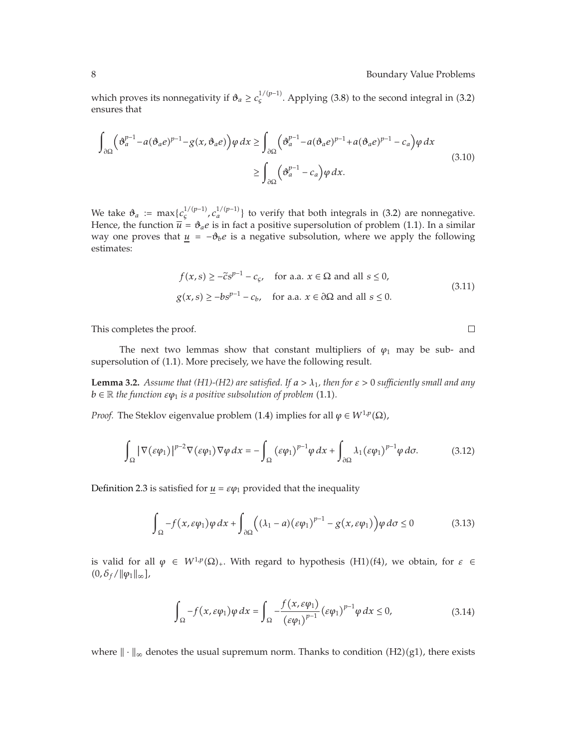which proves its nonnegativity if $\vartheta_a \geq c_\varsigma^{1/(p-1)}$. Applying (3.8) to the second integral in (3.2) ensures that

$$
\begin{aligned}
\int_{\partial\Omega} \left(\vartheta_a^{p-1} - a(\vartheta_a e)^{p-1} - g(x, \vartheta_a e)\right)\varphi \, dx &\geq \int_{\partial\Omega} \left(\vartheta_a^{p-1} - a(\vartheta_a e)^{p-1} + a(\vartheta_a e)^{p-1} - c_a\right)\varphi \, dx \\
&\geq \int_{\partial\Omega} \left(\vartheta_a^{p-1} - c_a\right)\varphi \, dx.
\end{aligned}
\tag{3.10}
$$

We take $\vartheta_a := \max\{c_\varsigma^{1/(p-1)}, c_a^{1/(p-1)}\}$ to verify that both integrals in (3.2) are nonnegative. Hence, the function $\overline{u} = \vartheta_a e$ is in fact a positive supersolution of problem (1.1). In a similar way one proves that $\underline{u} = -\vartheta_b e$ is a negative subsolution, where we apply the following estimates:

$$
\begin{aligned}
f(x, s) &\geq -\tilde{c} s^{p-1} - c_\varsigma, \quad \text{for a.a. } x \in \Omega \text{ and all } s \leq 0, \\
g(x, s) &\geq -b s^{p-1} - c_b, \quad \text{for a.a. } x \in \partial\Omega \text{ and all } s \leq 0.
\end{aligned}
\tag{3.11}
$$

This completes the proof. □

The next two lemmas show that constant multipliers of $\varphi_1$ may be sub- and supersolution of (1.1). More precisely, we have the following result.

**Lemma 3.2.** *Assume that (H1)-(H2) are satisfied. If $a > \lambda_1$, then for $\varepsilon > 0$ sufficiently small and any $b \in \mathbb{R}$ the function $\varepsilon\varphi_1$ is a positive subsolution of problem* (1.1).

*Proof.* The Steklov eigenvalue problem (1.4) implies for all $\varphi \in W^{1,p}(\Omega)$,

$$
\int_\Omega \left|\nabla(\varepsilon\varphi_1)\right|^{p-2} \nabla(\varepsilon\varphi_1) \nabla\varphi \, dx = -\int_\Omega (\varepsilon\varphi_1)^{p-1}\varphi \, dx + \int_{\partial\Omega} \lambda_1 (\varepsilon\varphi_1)^{p-1}\varphi \, d\sigma. \tag{3.12}
$$

Definition 2.3 is satisfied for $\underline{u} = \varepsilon\varphi_1$ provided that the inequality

$$
\int_\Omega -f(x, \varepsilon\varphi_1)\varphi \, dx + \int_{\partial\Omega} \left((\lambda_1 - a)(\varepsilon\varphi_1)^{p-1} - g(x, \varepsilon\varphi_1)\right)\varphi \, d\sigma \leq 0 \tag{3.13}
$$

is valid for all $\varphi \in W^{1,p}(\Omega)_+$. With regard to hypothesis (H1)(f4), we obtain, for $\varepsilon \in (0, \delta_f / \|\varphi_1\|_\infty]$,

$$
\int_\Omega -f(x, \varepsilon\varphi_1)\varphi \, dx = \int_\Omega -\frac{f(x, \varepsilon\varphi_1)}{(\varepsilon\varphi_1)^{p-1}} (\varepsilon\varphi_1)^{p-1}\varphi \, dx \leq 0, \tag{3.14}
$$

where $\|\cdot\|_\infty$ denotes the usual supremum norm. Thanks to condition (H2)(g1), there exists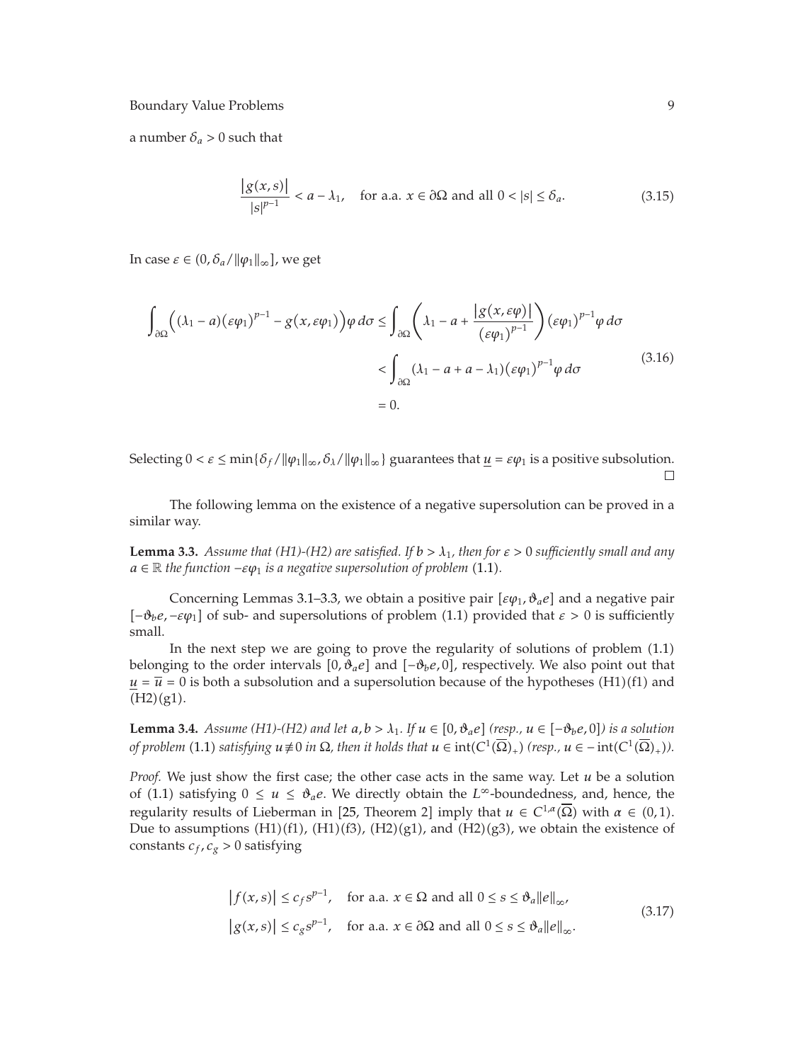a number $\delta_a > 0$ such that

$$\frac{|g(x,s)|}{|s|^{p-1}} < a - \lambda_1, \quad \text{for a.a. } x \in \partial\Omega \text{ and all } 0 < |s| \leq \delta_a. \tag{3.15}$$

In case $\varepsilon \in (0, \delta_a / \|\varphi_1\|_\infty]$, we get

$$\begin{aligned}
\int_{\partial\Omega} \Big( (\lambda_1 - a)(\varepsilon\varphi_1)^{p-1} - g(x, \varepsilon\varphi_1) \Big) \varphi \, d\sigma &\leq \int_{\partial\Omega} \left( \lambda_1 - a + \frac{|g(x, \varepsilon\varphi)|}{(\varepsilon\varphi_1)^{p-1}} \right) (\varepsilon\varphi_1)^{p-1} \varphi \, d\sigma \\
&< \int_{\partial\Omega} (\lambda_1 - a + a - \lambda_1)(\varepsilon\varphi_1)^{p-1} \varphi \, d\sigma \\
&= 0.
\end{aligned} \tag{3.16}$$

Selecting $0 < \varepsilon \leq \min\{\delta_f / \|\varphi_1\|_\infty, \delta_\lambda / \|\varphi_1\|_\infty\}$ guarantees that $\underline{u} = \varepsilon\varphi_1$ is a positive subsolution. □

The following lemma on the existence of a negative supersolution can be proved in a similar way.

**Lemma 3.3.** *Assume that (H1)-(H2) are satisfied. If $b > \lambda_1$, then for $\varepsilon > 0$ sufficiently small and any $a \in \mathbb{R}$ the function $-\varepsilon\varphi_1$ is a negative supersolution of problem* (1.1)*.*

Concerning Lemmas 3.1–3.3, we obtain a positive pair $[\varepsilon\varphi_1, \vartheta_a e]$ and a negative pair $[-\vartheta_b e, -\varepsilon\varphi_1]$ of sub- and supersolutions of problem (1.1) provided that $\varepsilon > 0$ is sufficiently small.

In the next step we are going to prove the regularity of solutions of problem (1.1) belonging to the order intervals $[0, \vartheta_a e]$ and $[-\vartheta_b e, 0]$, respectively. We also point out that $\underline{u} = \overline{u} = 0$ is both a subsolution and a supersolution because of the hypotheses (H1)(f1) and (H2)(g1).

**Lemma 3.4.** *Assume (H1)-(H2) and let $a, b > \lambda_1$. If $u \in [0, \vartheta_a e]$ (resp., $u \in [-\vartheta_b e, 0]$) is a solution of problem* (1.1) *satisfying $u \not\equiv 0$ in $\Omega$, then it holds that $u \in \operatorname{int}(C^1(\overline{\Omega})_+)$ (resp., $u \in -\operatorname{int}(C^1(\overline{\Omega})_+)$).*

*Proof.* We just show the first case; the other case acts in the same way. Let $u$ be a solution of (1.1) satisfying $0 \leq u \leq \vartheta_a e$. We directly obtain the $L^\infty$-boundedness, and, hence, the regularity results of Lieberman in [25, Theorem 2] imply that $u \in C^{1,\alpha}(\overline{\Omega})$ with $\alpha \in (0,1)$. Due to assumptions (H1)(f1), (H1)(f3), (H2)(g1), and (H2)(g3), we obtain the existence of constants $c_f, c_g > 0$ satisfying

$$\begin{aligned}
|f(x,s)| &\leq c_f s^{p-1}, \quad \text{for a.a. } x \in \Omega \text{ and all } 0 \leq s \leq \vartheta_a \|e\|_\infty, \\
|g(x,s)| &\leq c_g s^{p-1}, \quad \text{for a.a. } x \in \partial\Omega \text{ and all } 0 \leq s \leq \vartheta_a \|e\|_\infty.
\end{aligned} \tag{3.17}$$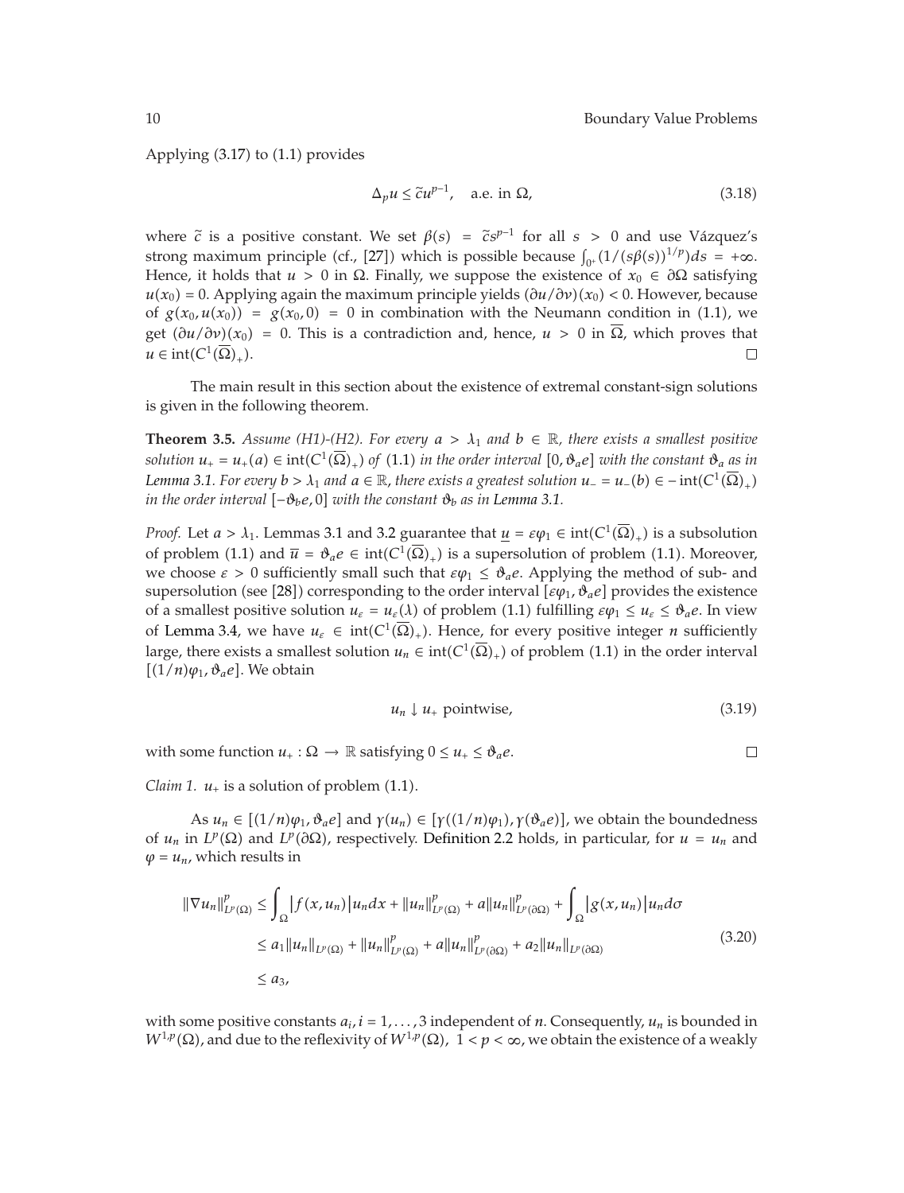Applying (3.17) to (1.1) provides

$$\Delta_p u \leq \tilde{c} u^{p-1}, \quad \text{a.e. in } \Omega, \tag{3.18}$$

where $\tilde{c}$ is a positive constant. We set $\beta(s) = \tilde{c} s^{p-1}$ for all $s > 0$ and use Vázquez's strong maximum principle (cf., [27]) which is possible because $\int_{0^+} (1/(s\beta(s))^{1/p}) ds = +\infty$. Hence, it holds that $u > 0$ in $\Omega$. Finally, we suppose the existence of $x_0 \in \partial\Omega$ satisfying $u(x_0) = 0$. Applying again the maximum principle yields $(\partial u/\partial \nu)(x_0) < 0$. However, because of $g(x_0, u(x_0)) = g(x_0, 0) = 0$ in combination with the Neumann condition in (1.1), we get $(\partial u/\partial \nu)(x_0) = 0$. This is a contradiction and, hence, $u > 0$ in $\overline{\Omega}$, which proves that $u \in \operatorname{int}(C^1(\overline{\Omega})_+)$. □

The main result in this section about the existence of extremal constant-sign solutions is given in the following theorem.

**Theorem 3.5.** *Assume (H1)-(H2). For every $a > \lambda_1$ and $b \in \mathbb{R}$, there exists a smallest positive solution $u_+ = u_+(a) \in \operatorname{int}(C^1(\overline{\Omega})_+)$ of (1.1) in the order interval $[0, \vartheta_a e]$ with the constant $\vartheta_a$ as in Lemma 3.1. For every $b > \lambda_1$ and $a \in \mathbb{R}$, there exists a greatest solution $u_- = u_-(b) \in -\operatorname{int}(C^1(\overline{\Omega})_+)$ in the order interval $[-\vartheta_b e, 0]$ with the constant $\vartheta_b$ as in Lemma 3.1.*

*Proof.* Let $a > \lambda_1$. Lemmas 3.1 and 3.2 guarantee that $\underline{u} = \varepsilon\varphi_1 \in \operatorname{int}(C^1(\overline{\Omega})_+)$ is a subsolution of problem (1.1) and $\overline{u} = \vartheta_a e \in \operatorname{int}(C^1(\overline{\Omega})_+)$ is a supersolution of problem (1.1). Moreover, we choose $\varepsilon > 0$ sufficiently small such that $\varepsilon\varphi_1 \leq \vartheta_a e$. Applying the method of sub- and supersolution (see [28]) corresponding to the order interval $[\varepsilon\varphi_1, \vartheta_a e]$ provides the existence of a smallest positive solution $u_\varepsilon = u_\varepsilon(\lambda)$ of problem (1.1) fulfilling $\varepsilon\varphi_1 \leq u_\varepsilon \leq \vartheta_a e$. In view of Lemma 3.4, we have $u_\varepsilon \in \operatorname{int}(C^1(\overline{\Omega})_+)$. Hence, for every positive integer $n$ sufficiently large, there exists a smallest solution $u_n \in \operatorname{int}(C^1(\overline{\Omega})_+)$ of problem (1.1) in the order interval $[(1/n)\varphi_1, \vartheta_a e]$. We obtain

$$u_n \downarrow u_+ \text{ pointwise}, \tag{3.19}$$

with some function $u_+ : \Omega \to \mathbb{R}$ satisfying $0 \leq u_+ \leq \vartheta_a e$. □

*Claim 1.* $u_+$ is a solution of problem (1.1).

As $u_n \in [(1/n)\varphi_1, \vartheta_a e]$ and $\gamma(u_n) \in [\gamma((1/n)\varphi_1), \gamma(\vartheta_a e)]$, we obtain the boundedness of $u_n$ in $L^p(\Omega)$ and $L^p(\partial\Omega)$, respectively. Definition 2.2 holds, in particular, for $u = u_n$ and $\varphi = u_n$, which results in

$$\begin{aligned}
\|\nabla u_n\|_{L^p(\Omega)}^p &\leq \int_\Omega \left| f(x, u_n) \right| u_n dx + \|u_n\|_{L^p(\Omega)}^p + a\|u_n\|_{L^p(\partial\Omega)}^p + \int_\Omega \left| g(x, u_n) \right| u_n d\sigma \\
&\leq a_1 \|u_n\|_{L^p(\Omega)} + \|u_n\|_{L^p(\Omega)}^p + a\|u_n\|_{L^p(\partial\Omega)}^p + a_2 \|u_n\|_{L^p(\partial\Omega)} \\
&\leq a_3,
\end{aligned} \tag{3.20}$$

with some positive constants $a_i, i = 1, \ldots, 3$ independent of $n$. Consequently, $u_n$ is bounded in $W^{1,p}(\Omega)$, and due to the reflexivity of $W^{1,p}(\Omega)$, $1 < p < \infty$, we obtain the existence of a weakly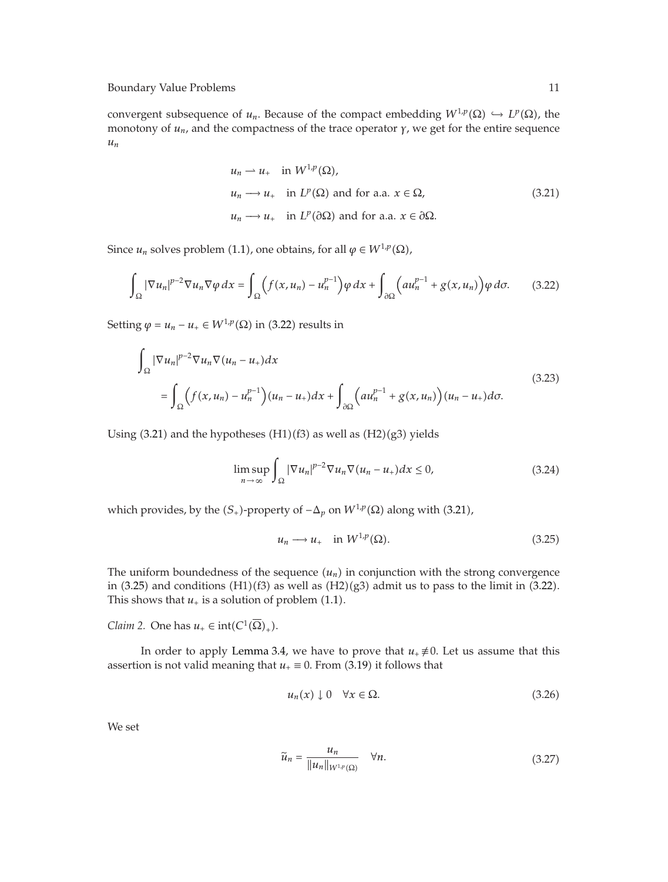convergent subsequence of $u_n$. Because of the compact embedding $W^{1,p}(\Omega) \hookrightarrow L^p(\Omega)$, the monotony of $u_n$, and the compactness of the trace operator $\gamma$, we get for the entire sequence $u_n$

$$
\begin{aligned}
&u_n \rightharpoonup u_+ \quad \text{in } W^{1,p}(\Omega), \\
&u_n \longrightarrow u_+ \quad \text{in } L^p(\Omega) \text{ and for a.a. } x \in \Omega, \\
&u_n \longrightarrow u_+ \quad \text{in } L^p(\partial\Omega) \text{ and for a.a. } x \in \partial\Omega.
\end{aligned}
\tag{3.21}
$$

Since $u_n$ solves problem (1.1), one obtains, for all $\varphi \in W^{1,p}(\Omega)$,

$$
\int_\Omega |\nabla u_n|^{p-2} \nabla u_n \nabla \varphi \, dx = \int_\Omega \left( f(x, u_n) - u_n^{p-1} \right) \varphi \, dx + \int_{\partial\Omega} \left( a u_n^{p-1} + g(x, u_n) \right) \varphi \, d\sigma. \tag{3.22}
$$

Setting $\varphi = u_n - u_+ \in W^{1,p}(\Omega)$ in (3.22) results in

$$
\begin{aligned}
&\int_\Omega |\nabla u_n|^{p-2} \nabla u_n \nabla (u_n - u_+) dx \\
&\quad = \int_\Omega \left( f(x, u_n) - u_n^{p-1} \right)(u_n - u_+) dx + \int_{\partial\Omega} \left( a u_n^{p-1} + g(x, u_n) \right)(u_n - u_+) d\sigma.
\end{aligned}
\tag{3.23}
$$

Using (3.21) and the hypotheses (H1)(f3) as well as (H2)(g3) yields

$$
\limsup_{n \to \infty} \int_\Omega |\nabla u_n|^{p-2} \nabla u_n \nabla (u_n - u_+) dx \le 0, \tag{3.24}
$$

which provides, by the $(S_+)$-property of $-\Delta_p$ on $W^{1,p}(\Omega)$ along with (3.21),

$$
u_n \longrightarrow u_+ \quad \text{in } W^{1,p}(\Omega). \tag{3.25}
$$

The uniform boundedness of the sequence $(u_n)$ in conjunction with the strong convergence in (3.25) and conditions (H1)(f3) as well as (H2)(g3) admit us to pass to the limit in (3.22). This shows that $u_+$ is a solution of problem (1.1).

*Claim 2.* One has $u_+ \in \operatorname{int}(C^1(\overline{\Omega})_+)$.

In order to apply Lemma 3.4, we have to prove that $u_+ \not\equiv 0$. Let us assume that this assertion is not valid meaning that $u_+ \equiv 0$. From (3.19) it follows that

$$
u_n(x) \downarrow 0 \quad \forall x \in \Omega. \tag{3.26}
$$

We set

$$
\tilde{u}_n = \frac{u_n}{\|u_n\|_{W^{1,p}(\Omega)}} \quad \forall n. \tag{3.27}
$$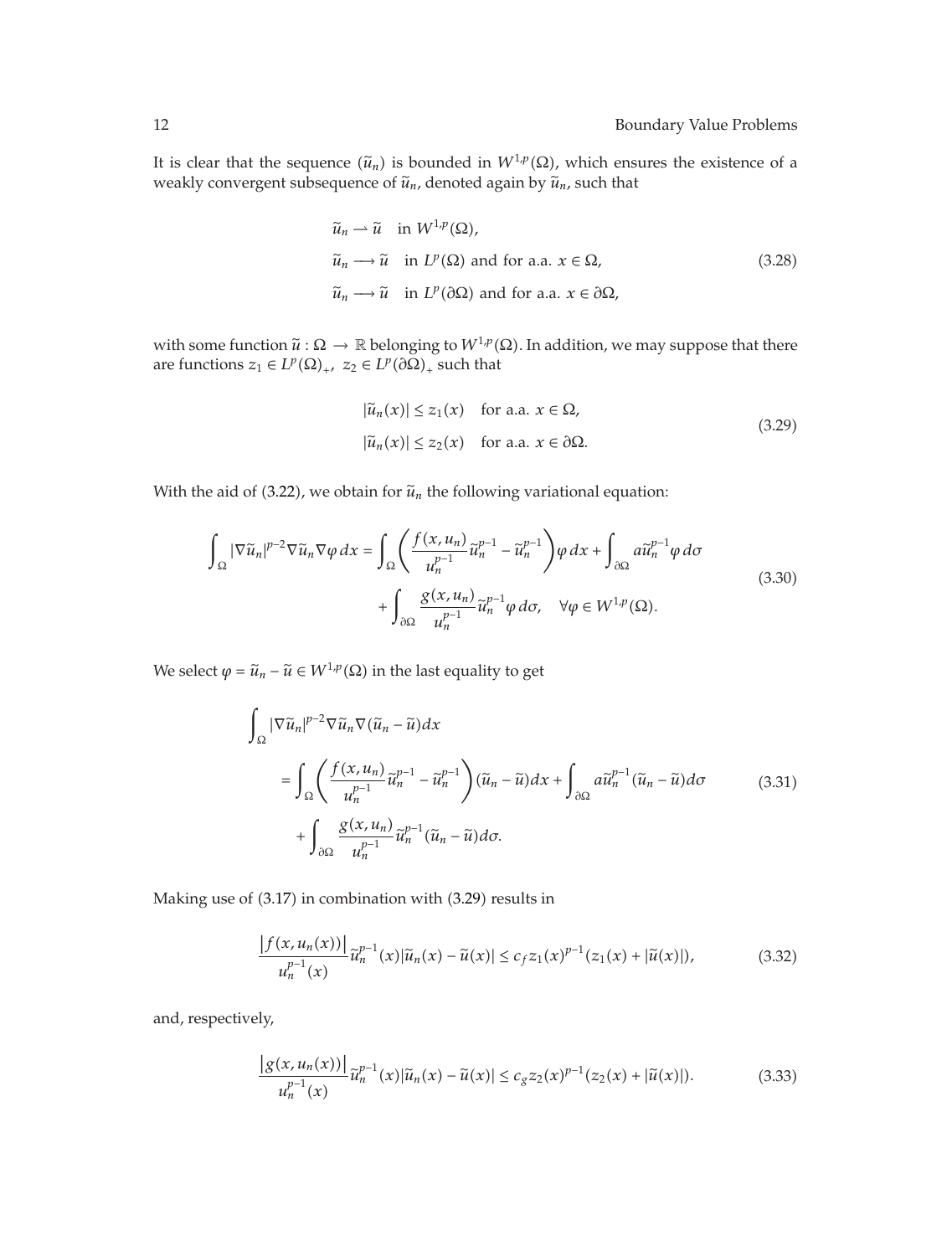It is clear that the sequence $(\tilde{u}_n)$ is bounded in $W^{1,p}(\Omega)$, which ensures the existence of a weakly convergent subsequence of $\tilde{u}_n$, denoted again by $\tilde{u}_n$, such that

$$
\begin{aligned}
&\tilde{u}_n \rightharpoonup \tilde{u} \quad \text{in } W^{1,p}(\Omega), \\
&\tilde{u}_n \longrightarrow \tilde{u} \quad \text{in } L^p(\Omega) \text{ and for a.a. } x \in \Omega, \\
&\tilde{u}_n \longrightarrow \tilde{u} \quad \text{in } L^p(\partial\Omega) \text{ and for a.a. } x \in \partial\Omega,
\end{aligned}
\tag{3.28}
$$

with some function $\tilde{u} : \Omega \to \mathbb{R}$ belonging to $W^{1,p}(\Omega)$. In addition, we may suppose that there are functions $z_1 \in L^p(\Omega)_+$, $z_2 \in L^p(\partial\Omega)_+$ such that

$$
\begin{aligned}
&|\tilde{u}_n(x)| \leq z_1(x) \quad \text{for a.a. } x \in \Omega, \\
&|\tilde{u}_n(x)| \leq z_2(x) \quad \text{for a.a. } x \in \partial\Omega.
\end{aligned}
\tag{3.29}
$$

With the aid of (3.22), we obtain for $\tilde{u}_n$ the following variational equation:

$$
\begin{aligned}
\int_\Omega |\nabla \tilde{u}_n|^{p-2} \nabla \tilde{u}_n \nabla \varphi \, dx = &\int_\Omega \left( \frac{f(x,u_n)}{u_n^{p-1}} \tilde{u}_n^{p-1} - \tilde{u}_n^{p-1} \right) \varphi \, dx + \int_{\partial\Omega} a \tilde{u}_n^{p-1} \varphi \, d\sigma \\
&+ \int_{\partial\Omega} \frac{g(x,u_n)}{u_n^{p-1}} \tilde{u}_n^{p-1} \varphi \, d\sigma, \quad \forall \varphi \in W^{1,p}(\Omega).
\end{aligned}
\tag{3.30}
$$

We select $\varphi = \tilde{u}_n - \tilde{u} \in W^{1,p}(\Omega)$ in the last equality to get

$$
\begin{aligned}
&\int_\Omega |\nabla \tilde{u}_n|^{p-2} \nabla \tilde{u}_n \nabla (\tilde{u}_n - \tilde{u}) dx \\
&\quad = \int_\Omega \left( \frac{f(x,u_n)}{u_n^{p-1}} \tilde{u}_n^{p-1} - \tilde{u}_n^{p-1} \right) (\tilde{u}_n - \tilde{u}) dx + \int_{\partial\Omega} a \tilde{u}_n^{p-1} (\tilde{u}_n - \tilde{u}) d\sigma \\
&\qquad + \int_{\partial\Omega} \frac{g(x,u_n)}{u_n^{p-1}} \tilde{u}_n^{p-1} (\tilde{u}_n - \tilde{u}) d\sigma.
\end{aligned}
\tag{3.31}
$$

Making use of (3.17) in combination with (3.29) results in

$$
\frac{|f(x,u_n(x))|}{u_n^{p-1}(x)} \tilde{u}_n^{p-1}(x) |\tilde{u}_n(x) - \tilde{u}(x)| \leq c_f z_1(x)^{p-1} (z_1(x) + |\tilde{u}(x)|),
\tag{3.32}
$$

and, respectively,

$$
\frac{|g(x,u_n(x))|}{u_n^{p-1}(x)} \tilde{u}_n^{p-1}(x) |\tilde{u}_n(x) - \tilde{u}(x)| \leq c_g z_2(x)^{p-1} (z_2(x) + |\tilde{u}(x)|).
\tag{3.33}
$$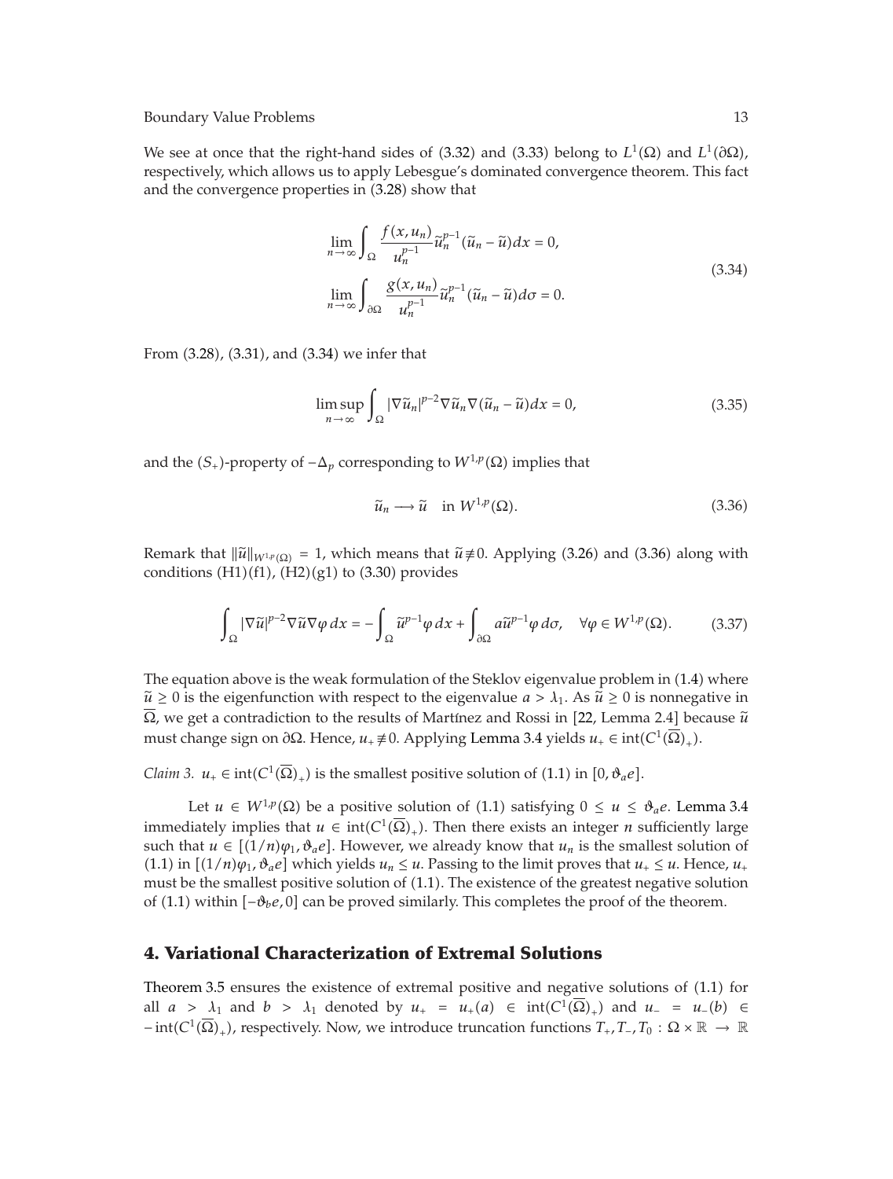We see at once that the right-hand sides of (3.32) and (3.33) belong to $L^1(\Omega)$ and $L^1(\partial\Omega)$, respectively, which allows us to apply Lebesgue's dominated convergence theorem. This fact and the convergence properties in (3.28) show that

$$
\begin{aligned}
&\lim_{n\to\infty}\int_{\Omega}\frac{f(x,u_n)}{u_n^{p-1}}\tilde{u}_n^{p-1}(\tilde{u}_n-\tilde{u})dx=0,\\
&\lim_{n\to\infty}\int_{\partial\Omega}\frac{g(x,u_n)}{u_n^{p-1}}\tilde{u}_n^{p-1}(\tilde{u}_n-\tilde{u})d\sigma=0.
\end{aligned}
\tag{3.34}
$$

From (3.28), (3.31), and (3.34) we infer that

$$
\limsup_{n\to\infty}\int_{\Omega}|\nabla\tilde{u}_n|^{p-2}\nabla\tilde{u}_n\nabla(\tilde{u}_n-\tilde{u})dx=0,
\tag{3.35}
$$

and the $(S_+)$-property of $-\Delta_p$ corresponding to $W^{1,p}(\Omega)$ implies that

$$
\tilde{u}_n\longrightarrow\tilde{u}\quad\text{in } W^{1,p}(\Omega).
\tag{3.36}
$$

Remark that $\|\tilde{u}\|_{W^{1,p}(\Omega)}=1$, which means that $\tilde{u}\not\equiv 0$. Applying (3.26) and (3.36) along with conditions (H1)(f1), (H2)(g1) to (3.30) provides

$$
\int_{\Omega}|\nabla\tilde{u}|^{p-2}\nabla\tilde{u}\nabla\varphi\,dx=-\int_{\Omega}\tilde{u}^{p-1}\varphi\,dx+\int_{\partial\Omega}a\tilde{u}^{p-1}\varphi\,d\sigma,\quad\forall\varphi\in W^{1,p}(\Omega).
\tag{3.37}
$$

The equation above is the weak formulation of the Steklov eigenvalue problem in (1.4) where $\tilde{u}\geq 0$ is the eigenfunction with respect to the eigenvalue $a>\lambda_1$. As $\tilde{u}\geq 0$ is nonnegative in $\overline{\Omega}$, we get a contradiction to the results of Martínez and Rossi in [22, Lemma 2.4] because $\tilde{u}$ must change sign on $\partial\Omega$. Hence, $u_+\not\equiv 0$. Applying Lemma 3.4 yields $u_+\in\operatorname{int}(C^1(\overline{\Omega})_+)$.

*Claim 3.* $u_+\in\operatorname{int}(C^1(\overline{\Omega})_+)$ *is the smallest positive solution of (1.1) in* $[0,\vartheta_a e]$.

Let $u\in W^{1,p}(\Omega)$ be a positive solution of (1.1) satisfying $0\leq u\leq\vartheta_a e$. Lemma 3.4 immediately implies that $u\in\operatorname{int}(C^1(\overline{\Omega})_+)$. Then there exists an integer $n$ sufficiently large such that $u\in[(1/n)\varphi_1,\vartheta_a e]$. However, we already know that $u_n$ is the smallest solution of (1.1) in $[(1/n)\varphi_1,\vartheta_a e]$ which yields $u_n\leq u$. Passing to the limit proves that $u_+\leq u$. Hence, $u_+$ must be the smallest positive solution of (1.1). The existence of the greatest negative solution of (1.1) within $[-\vartheta_b e,0]$ can be proved similarly. This completes the proof of the theorem.

## 4. Variational Characterization of Extremal Solutions

Theorem 3.5 ensures the existence of extremal positive and negative solutions of (1.1) for all $a>\lambda_1$ and $b>\lambda_1$ denoted by $u_+=u_+(a)\in\operatorname{int}(C^1(\overline{\Omega})_+)$ and $u_-=u_-(b)\in-\operatorname{int}(C^1(\overline{\Omega})_+)$, respectively. Now, we introduce truncation functions $T_+,T_-,T_0:\Omega\times\mathbb{R}\to\mathbb{R}$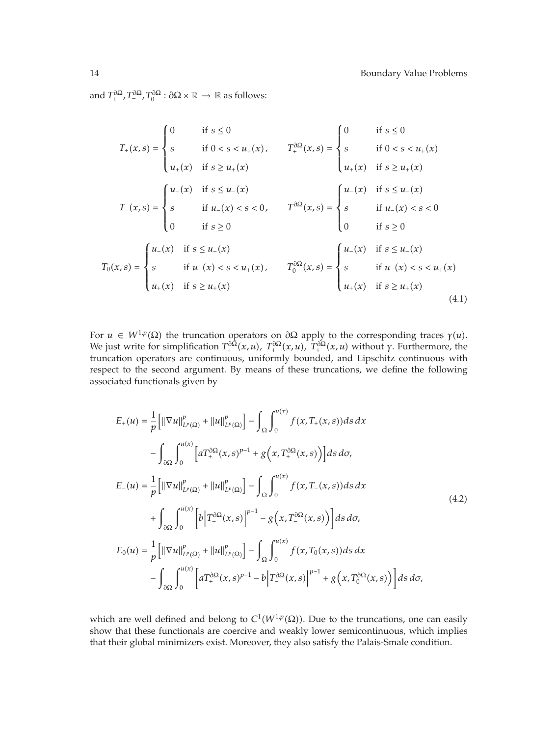and $T_+^{\partial\Omega}, T_-^{\partial\Omega}, T_0^{\partial\Omega} : \partial\Omega \times \mathbb{R} \to \mathbb{R}$ as follows:

$$
T_+(x,s) = \begin{cases} 0 & \text{if } s \le 0 \\ s & \text{if } 0 < s < u_+(x), \\ u_+(x) & \text{if } s \ge u_+(x) \end{cases} \qquad T_+^{\partial\Omega}(x,s) = \begin{cases} 0 & \text{if } s \le 0 \\ s & \text{if } 0 < s < u_+(x) \\ u_+(x) & \text{if } s \ge u_+(x) \end{cases}
$$

$$
T_-(x,s) = \begin{cases} u_-(x) & \text{if } s \le u_-(x) \\ s & \text{if } u_-(x) < s < 0, \\ 0 & \text{if } s \ge 0 \end{cases} \qquad T_-^{\partial\Omega}(x,s) = \begin{cases} u_-(x) & \text{if } s \le u_-(x) \\ s & \text{if } u_-(x) < s < 0 \\ 0 & \text{if } s \ge 0 \end{cases}
$$

$$
T_0(x,s) = \begin{cases} u_-(x) & \text{if } s \le u_-(x) \\ s & \text{if } u_-(x) < s < u_+(x), \\ u_+(x) & \text{if } s \ge u_+(x) \end{cases} \qquad T_0^{\partial\Omega}(x,s) = \begin{cases} u_-(x) & \text{if } s \le u_-(x) \\ s & \text{if } u_-(x) < s < u_+(x) \\ u_+(x) & \text{if } s \ge u_+(x) \end{cases} \tag{4.1}
$$

For $u \in W^{1,p}(\Omega)$ the truncation operators on $\partial\Omega$ apply to the corresponding traces $\gamma(u)$. We just write for simplification $T_+^{\partial\Omega}(x,u)$, $T_+^{\partial\Omega}(x,u)$, $T_+^{\partial\Omega}(x,u)$ without $\gamma$. Furthermore, the truncation operators are continuous, uniformly bounded, and Lipschitz continuous with respect to the second argument. By means of these truncations, we define the following associated functionals given by

$$
\begin{aligned}
E_+(u) &= \frac{1}{p}\Big[\|\nabla u\|_{L^p(\Omega)}^p + \|u\|_{L^p(\Omega)}^p\Big] - \int_\Omega \int_0^{u(x)} f(x, T_+(x,s))\,ds\,dx \\
&\quad - \int_{\partial\Omega} \int_0^{u(x)} \Big[a T_+^{\partial\Omega}(x,s)^{p-1} + g\Big(x, T_+^{\partial\Omega}(x,s)\Big)\Big]\,ds\,d\sigma, \\
E_-(u) &= \frac{1}{p}\Big[\|\nabla u\|_{L^p(\Omega)}^p + \|u\|_{L^p(\Omega)}^p\Big] - \int_\Omega \int_0^{u(x)} f(x, T_-(x,s))\,ds\,dx \\
&\quad + \int_{\partial\Omega} \int_0^{u(x)} \Big[b\Big|T_-^{\partial\Omega}(x,s)\Big|^{p-1} - g\Big(x, T_-^{\partial\Omega}(x,s)\Big)\Big]\,ds\,d\sigma, \\
E_0(u) &= \frac{1}{p}\Big[\|\nabla u\|_{L^p(\Omega)}^p + \|u\|_{L^p(\Omega)}^p\Big] - \int_\Omega \int_0^{u(x)} f(x, T_0(x,s))\,ds\,dx \\
&\quad - \int_{\partial\Omega} \int_0^{u(x)} \Big[a T_+^{\partial\Omega}(x,s)^{p-1} - b\Big|T_-^{\partial\Omega}(x,s)\Big|^{p-1} + g\Big(x, T_0^{\partial\Omega}(x,s)\Big)\Big]\,ds\,d\sigma,
\end{aligned} \tag{4.2}
$$

which are well defined and belong to $C^1(W^{1,p}(\Omega))$. Due to the truncations, one can easily show that these functionals are coercive and weakly lower semicontinuous, which implies that their global minimizers exist. Moreover, they also satisfy the Palais-Smale condition.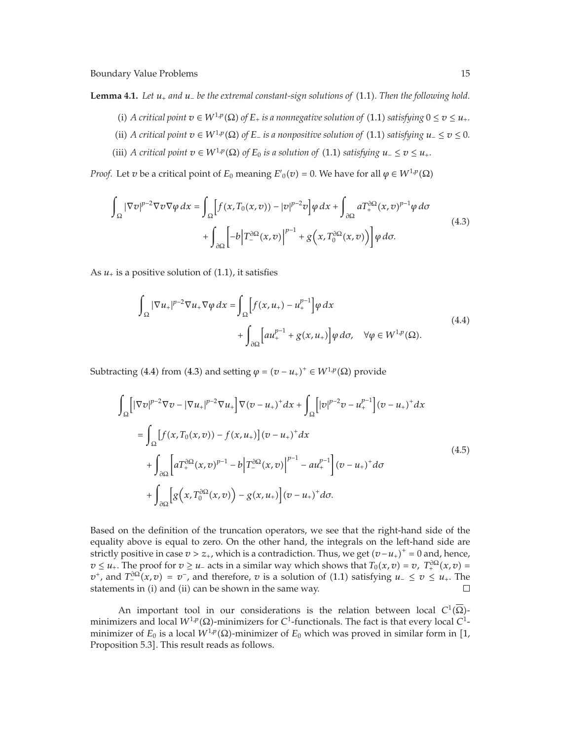**Lemma 4.1.** *Let $u_+$ and $u_-$ be the extremal constant-sign solutions of* (1.1). *Then the following hold.*

(i) *A critical point $v \in W^{1,p}(\Omega)$ of $E_+$ is a nonnegative solution of* (1.1) *satisfying $0 \le v \le u_+$.*

(ii) *A critical point $v \in W^{1,p}(\Omega)$ of $E_-$ is a nonpositive solution of* (1.1) *satisfying $u_- \le v \le 0$.*

(iii) *A critical point $v \in W^{1,p}(\Omega)$ of $E_0$ is a solution of* (1.1) *satisfying $u_- \le v \le u_+$.*

*Proof.* Let $v$ be a critical point of $E_0$ meaning $E'_0(v) = 0$. We have for all $\varphi \in W^{1,p}(\Omega)$

$$\int_\Omega |\nabla v|^{p-2}\nabla v \nabla \varphi \, dx = \int_\Omega \left[ f(x, T_0(x,v)) - |v|^{p-2}v \right] \varphi \, dx + \int_{\partial\Omega} a T_+^{\partial\Omega}(x,v)^{p-1} \varphi \, d\sigma + \int_{\partial\Omega} \left[ -b \left| T_-^{\partial\Omega}(x,v) \right|^{p-1} + g\left(x, T_0^{\partial\Omega}(x,v)\right) \right] \varphi \, d\sigma. \tag{4.3}$$

As $u_+$ is a positive solution of (1.1), it satisfies

$$\int_\Omega |\nabla u_+|^{p-2}\nabla u_+ \nabla \varphi \, dx = \int_\Omega \left[ f(x, u_+) - u_+^{p-1} \right] \varphi \, dx + \int_{\partial\Omega} \left[ a u_+^{p-1} + g(x, u_+) \right] \varphi \, d\sigma, \quad \forall \varphi \in W^{1,p}(\Omega). \tag{4.4}$$

Subtracting (4.4) from (4.3) and setting $\varphi = (v - u_+)^+ \in W^{1,p}(\Omega)$ provide

$$\begin{aligned}
&\int_\Omega \left[ |\nabla v|^{p-2}\nabla v - |\nabla u_+|^{p-2}\nabla u_+ \right] \nabla (v - u_+)^+ dx + \int_\Omega \left[ |v|^{p-2}v - u_+^{p-1} \right] (v - u_+)^+ dx \\
&= \int_\Omega \left[ f(x, T_0(x,v)) - f(x, u_+) \right] (v - u_+)^+ dx \\
&\quad + \int_{\partial\Omega} \left[ a T_+^{\partial\Omega}(x,v)^{p-1} - b \left| T_-^{\partial\Omega}(x,v) \right|^{p-1} - a u_+^{p-1} \right] (v - u_+)^+ d\sigma \\
&\quad + \int_{\partial\Omega} \left[ g\left(x, T_0^{\partial\Omega}(x,v)\right) - g(x, u_+) \right] (v - u_+)^+ d\sigma.
\end{aligned} \tag{4.5}$$

Based on the definition of the truncation operators, we see that the right-hand side of the equality above is equal to zero. On the other hand, the integrals on the left-hand side are strictly positive in case $v > z_+$, which is a contradiction. Thus, we get $(v - u_+)^+ = 0$ and, hence, $v \le u_+$. The proof for $v \ge u_-$ acts in a similar way which shows that $T_0(x,v) = v$, $T_+^{\partial\Omega}(x,v) = v^+$, and $T_-^{\partial\Omega}(x,v) = v^-$, and therefore, $v$ is a solution of (1.1) satisfying $u_- \le v \le u_+$. The statements in (i) and (ii) can be shown in the same way. $\square$

An important tool in our considerations is the relation between local $C^1(\overline{\Omega})$-minimizers and local $W^{1,p}(\Omega)$-minimizers for $C^1$-functionals. The fact is that every local $C^1$-minimizer of $E_0$ is a local $W^{1,p}(\Omega)$-minimizer of $E_0$ which was proved in similar form in [1, Proposition 5.3]. This result reads as follows.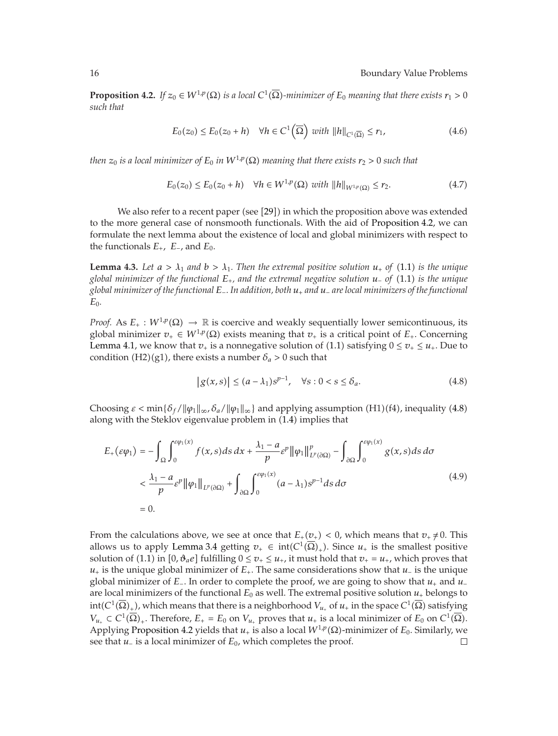**Proposition 4.2.** *If $z_0 \in W^{1,p}(\Omega)$ is a local $C^1(\overline{\Omega})$-minimizer of $E_0$ meaning that there exists $r_1 > 0$ such that*

$$E_0(z_0) \leq E_0(z_0 + h) \quad \forall h \in C^1\left(\overline{\Omega}\right) \text{ with } \|h\|_{C^1(\overline{\Omega})} \leq r_1, \tag{4.6}$$

*then $z_0$ is a local minimizer of $E_0$ in $W^{1,p}(\Omega)$ meaning that there exists $r_2 > 0$ such that*

$$E_0(z_0) \leq E_0(z_0 + h) \quad \forall h \in W^{1,p}(\Omega) \text{ with } \|h\|_{W^{1,p}(\Omega)} \leq r_2. \tag{4.7}$$

We also refer to a recent paper (see [29]) in which the proposition above was extended to the more general case of nonsmooth functionals. With the aid of Proposition 4.2, we can formulate the next lemma about the existence of local and global minimizers with respect to the functionals $E_+$, $E_-$, and $E_0$.

**Lemma 4.3.** *Let $a > \lambda_1$ and $b > \lambda_1$. Then the extremal positive solution $u_+$ of (1.1) is the unique global minimizer of the functional $E_+$, and the extremal negative solution $u_-$ of (1.1) is the unique global minimizer of the functional $E_-$. In addition, both $u_+$ and $u_-$ are local minimizers of the functional $E_0$.*

*Proof.* As $E_+ : W^{1,p}(\Omega) \to \mathbb{R}$ is coercive and weakly sequentially lower semicontinuous, its global minimizer $v_+ \in W^{1,p}(\Omega)$ exists meaning that $v_+$ is a critical point of $E_+$. Concerning Lemma 4.1, we know that $v_+$ is a nonnegative solution of (1.1) satisfying $0 \leq v_+ \leq u_+$. Due to condition (H2)(g1), there exists a number $\delta_a > 0$ such that

$$\left|g(x,s)\right| \leq (a - \lambda_1)s^{p-1}, \quad \forall s : 0 < s \leq \delta_a. \tag{4.8}$$

Choosing $\varepsilon < \min\{\delta_f/\|\varphi_1\|_\infty, \delta_a/\|\varphi_1\|_\infty\}$ and applying assumption (H1)(f4), inequality (4.8) along with the Steklov eigenvalue problem in (1.4) implies that

$$\begin{aligned}
E_+(\varepsilon\varphi_1) &= -\int_\Omega \int_0^{\varepsilon\varphi_1(x)} f(x,s)ds\, dx + \frac{\lambda_1 - a}{p}\varepsilon^p \left\|\varphi_1\right\|^p_{L^p(\partial\Omega)} - \int_{\partial\Omega}\int_0^{\varepsilon\varphi_1(x)} g(x,s)ds\, d\sigma \\
&< \frac{\lambda_1 - a}{p}\varepsilon^p \left\|\varphi_1\right\|_{L^p(\partial\Omega)} + \int_{\partial\Omega}\int_0^{\varepsilon\varphi_1(x)} (a - \lambda_1)s^{p-1} ds\, d\sigma \\
&= 0.
\end{aligned} \tag{4.9}$$

From the calculations above, we see at once that $E_+(v_+) < 0$, which means that $v_+ \neq 0$. This allows us to apply Lemma 3.4 getting $v_+ \in \operatorname{int}(C^1(\overline{\Omega})_+)$. Since $u_+$ is the smallest positive solution of (1.1) in $[0, \vartheta_a e]$ fulfilling $0 \leq v_+ \leq u_+$, it must hold that $v_+ = u_+$, which proves that $u_+$ is the unique global minimizer of $E_+$. The same considerations show that $u_-$ is the unique global minimizer of $E_-$. In order to complete the proof, we are going to show that $u_+$ and $u_-$ are local minimizers of the functional $E_0$ as well. The extremal positive solution $u_+$ belongs to $\operatorname{int}(C^1(\overline{\Omega})_+)$, which means that there is a neighborhood $V_{u_+}$ of $u_+$ in the space $C^1(\overline{\Omega})$ satisfying $V_{u_+} \subset C^1(\overline{\Omega})_+$. Therefore, $E_+ = E_0$ on $V_{u_+}$ proves that $u_+$ is a local minimizer of $E_0$ on $C^1(\overline{\Omega})$. Applying Proposition 4.2 yields that $u_+$ is also a local $W^{1,p}(\Omega)$-minimizer of $E_0$. Similarly, we see that $u_-$ is a local minimizer of $E_0$, which completes the proof. $\square$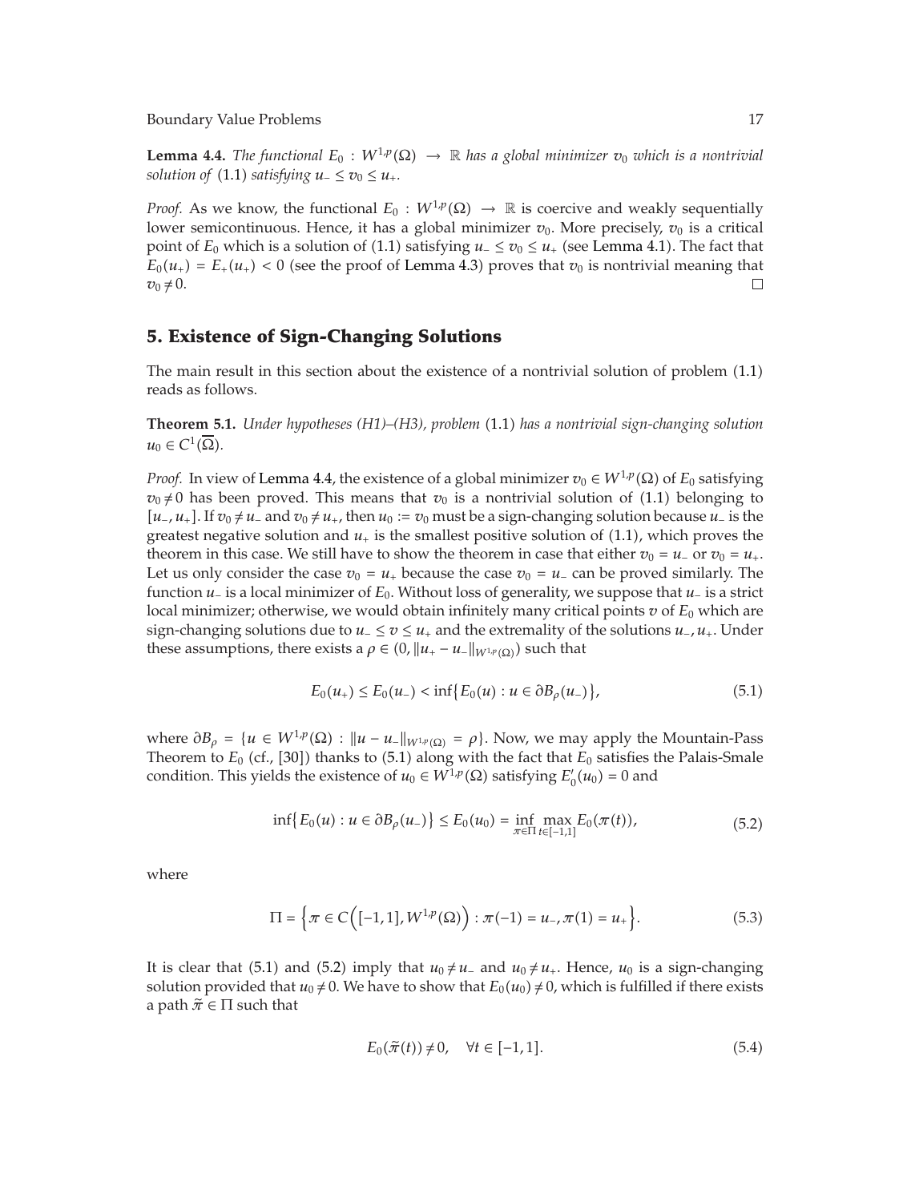**Lemma 4.4.** *The functional $E_0 : W^{1,p}(\Omega) \to \mathbb{R}$ has a global minimizer $v_0$ which is a nontrivial solution of* (1.1) *satisfying $u_- \leq v_0 \leq u_+$.*

*Proof.* As we know, the functional $E_0 : W^{1,p}(\Omega) \to \mathbb{R}$ is coercive and weakly sequentially lower semicontinuous. Hence, it has a global minimizer $v_0$. More precisely, $v_0$ is a critical point of $E_0$ which is a solution of (1.1) satisfying $u_- \leq v_0 \leq u_+$ (see Lemma 4.1). The fact that $E_0(u_+) = E_+(u_+) < 0$ (see the proof of Lemma 4.3) proves that $v_0$ is nontrivial meaning that $v_0 \neq 0$. □

## 5. Existence of Sign-Changing Solutions

The main result in this section about the existence of a nontrivial solution of problem (1.1) reads as follows.

**Theorem 5.1.** *Under hypotheses (H1)–(H3), problem* (1.1) *has a nontrivial sign-changing solution $u_0 \in C^1(\overline{\Omega})$.*

*Proof.* In view of Lemma 4.4, the existence of a global minimizer $v_0 \in W^{1,p}(\Omega)$ of $E_0$ satisfying $v_0 \neq 0$ has been proved. This means that $v_0$ is a nontrivial solution of (1.1) belonging to $[u_-, u_+]$. If $v_0 \neq u_-$ and $v_0 \neq u_+$, then $u_0 := v_0$ must be a sign-changing solution because $u_-$ is the greatest negative solution and $u_+$ is the smallest positive solution of (1.1), which proves the theorem in this case. We still have to show the theorem in case that either $v_0 = u_-$ or $v_0 = u_+$. Let us only consider the case $v_0 = u_+$ because the case $v_0 = u_-$ can be proved similarly. The function $u_-$ is a local minimizer of $E_0$. Without loss of generality, we suppose that $u_-$ is a strict local minimizer; otherwise, we would obtain infinitely many critical points $v$ of $E_0$ which are sign-changing solutions due to $u_- \leq v \leq u_+$ and the extremality of the solutions $u_-, u_+$. Under these assumptions, there exists a $\rho \in (0, \|u_+ - u_-\|_{W^{1,p}(\Omega)})$ such that

$$E_0(u_+) \leq E_0(u_-) < \inf\{E_0(u) : u \in \partial B_\rho(u_-)\}, \tag{5.1}$$

where $\partial B_\rho = \{u \in W^{1,p}(\Omega) : \|u - u_-\|_{W^{1,p}(\Omega)} = \rho\}$. Now, we may apply the Mountain-Pass Theorem to $E_0$ (cf., [30]) thanks to (5.1) along with the fact that $E_0$ satisfies the Palais-Smale condition. This yields the existence of $u_0 \in W^{1,p}(\Omega)$ satisfying $E_0'(u_0) = 0$ and

$$\inf\{E_0(u) : u \in \partial B_\rho(u_-)\} \leq E_0(u_0) = \inf_{\pi \in \Pi} \max_{t \in [-1,1]} E_0(\pi(t)), \tag{5.2}$$

where

$$\Pi = \left\{\pi \in C\left([-1,1], W^{1,p}(\Omega)\right) : \pi(-1) = u_-, \pi(1) = u_+\right\}. \tag{5.3}$$

It is clear that (5.1) and (5.2) imply that $u_0 \neq u_-$ and $u_0 \neq u_+$. Hence, $u_0$ is a sign-changing solution provided that $u_0 \neq 0$. We have to show that $E_0(u_0) \neq 0$, which is fulfilled if there exists a path $\tilde{\pi} \in \Pi$ such that

$$E_0(\tilde{\pi}(t)) \neq 0, \quad \forall t \in [-1,1]. \tag{5.4}$$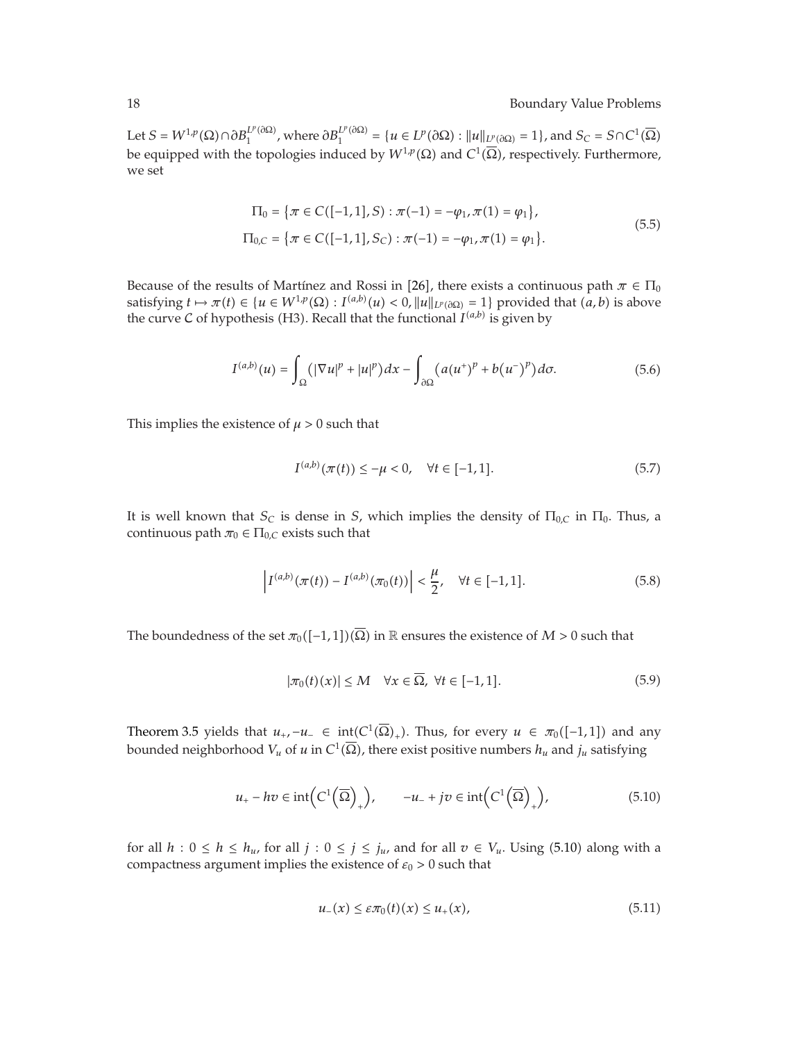Let $S = W^{1,p}(\Omega) \cap \partial B_1^{L^p(\partial\Omega)}$, where $\partial B_1^{L^p(\partial\Omega)} = \{u \in L^p(\partial\Omega) : \|u\|_{L^p(\partial\Omega)} = 1\}$, and $S_C = S \cap C^1(\overline{\Omega})$ be equipped with the topologies induced by $W^{1,p}(\Omega)$ and $C^1(\overline{\Omega})$, respectively. Furthermore, we set

$$
\begin{aligned}
\Pi_0 &= \{\pi \in C([-1,1], S) : \pi(-1) = -\varphi_1, \pi(1) = \varphi_1\}, \\
\Pi_{0,C} &= \{\pi \in C([-1,1], S_C) : \pi(-1) = -\varphi_1, \pi(1) = \varphi_1\}.
\end{aligned}
\tag{5.5}
$$

Because of the results of Martínez and Rossi in [26], there exists a continuous path $\pi \in \Pi_0$ satisfying $t \mapsto \pi(t) \in \{u \in W^{1,p}(\Omega) : I^{(a,b)}(u) < 0, \|u\|_{L^p(\partial\Omega)} = 1\}$ provided that $(a,b)$ is above the curve $\mathcal{C}$ of hypothesis (H3). Recall that the functional $I^{(a,b)}$ is given by

$$
I^{(a,b)}(u) = \int_\Omega \left(|\nabla u|^p + |u|^p\right) dx - \int_{\partial\Omega} \left(a(u^+)^p + b(u^-)^p\right) d\sigma. \tag{5.6}
$$

This implies the existence of $\mu > 0$ such that

$$
I^{(a,b)}(\pi(t)) \leq -\mu < 0, \quad \forall t \in [-1,1]. \tag{5.7}
$$

It is well known that $S_C$ is dense in $S$, which implies the density of $\Pi_{0,C}$ in $\Pi_0$. Thus, a continuous path $\pi_0 \in \Pi_{0,C}$ exists such that

$$
\left| I^{(a,b)}(\pi(t)) - I^{(a,b)}(\pi_0(t)) \right| < \frac{\mu}{2}, \quad \forall t \in [-1,1]. \tag{5.8}
$$

The boundedness of the set $\pi_0([-1,1])(\overline{\Omega})$ in $\mathbb{R}$ ensures the existence of $M > 0$ such that

$$
|\pi_0(t)(x)| \leq M \quad \forall x \in \overline{\Omega}, \ \forall t \in [-1,1]. \tag{5.9}
$$

Theorem 3.5 yields that $u_+, -u_- \in \operatorname{int}(C^1(\overline{\Omega})_+)$. Thus, for every $u \in \pi_0([-1,1])$ and any bounded neighborhood $V_u$ of $u$ in $C^1(\overline{\Omega})$, there exist positive numbers $h_u$ and $j_u$ satisfying

$$
u_+ - hv \in \operatorname{int}\left(C^1\left(\overline{\Omega}\right)_+\right), \qquad -u_- + jv \in \operatorname{int}\left(C^1\left(\overline{\Omega}\right)_+\right), \tag{5.10}
$$

for all $h : 0 \leq h \leq h_u$, for all $j : 0 \leq j \leq j_u$, and for all $v \in V_u$. Using (5.10) along with a compactness argument implies the existence of $\varepsilon_0 > 0$ such that

$$
u_-(x) \leq \varepsilon \pi_0(t)(x) \leq u_+(x), \tag{5.11}
$$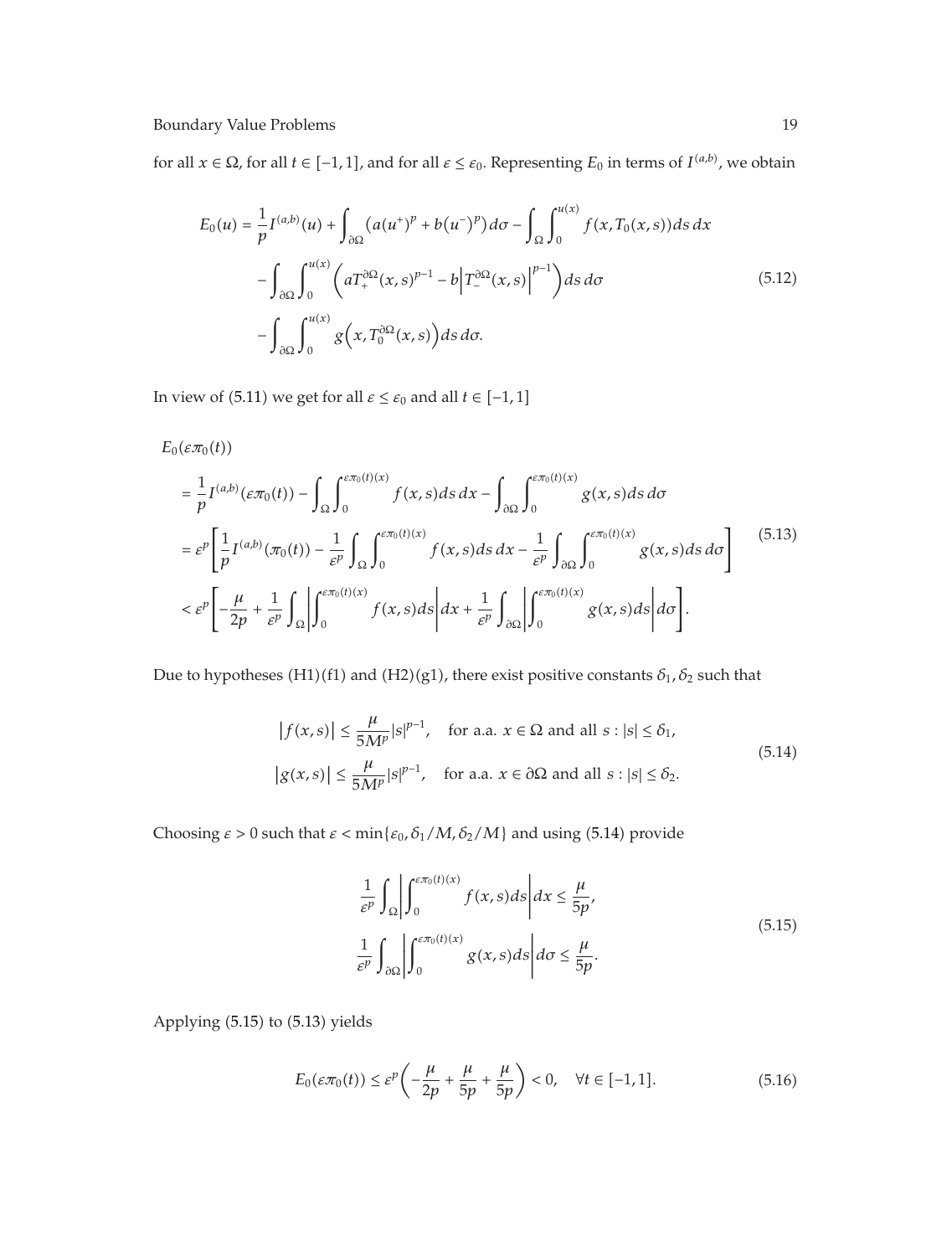for all $x \in \Omega$, for all $t \in [-1, 1]$, and for all $\varepsilon \le \varepsilon_0$. Representing $E_0$ in terms of $I^{(a,b)}$, we obtain

$$
\begin{aligned}
E_0(u) = \frac{1}{p} I^{(a,b)}(u) &+ \int_{\partial\Omega} \left(a(u^+)^p + b(u^-)^p\right) d\sigma - \int_\Omega \int_0^{u(x)} f(x, T_0(x, s)) ds\, dx \\
&- \int_{\partial\Omega} \int_0^{u(x)} \left( a T_+^{\partial\Omega}(x, s)^{p-1} - b \left| T_-^{\partial\Omega}(x, s) \right|^{p-1} \right) ds\, d\sigma \\
&- \int_{\partial\Omega} \int_0^{u(x)} g\left(x, T_0^{\partial\Omega}(x, s)\right) ds\, d\sigma.
\end{aligned}
\tag{5.12}
$$

In view of (5.11) we get for all $\varepsilon \le \varepsilon_0$ and all $t \in [-1, 1]$

$$
\begin{aligned}
&E_0(\varepsilon \pi_0(t)) \\
&= \frac{1}{p} I^{(a,b)}(\varepsilon \pi_0(t)) - \int_\Omega \int_0^{\varepsilon \pi_0(t)(x)} f(x, s) ds\, dx - \int_{\partial\Omega} \int_0^{\varepsilon \pi_0(t)(x)} g(x, s) ds\, d\sigma \\
&= \varepsilon^p \left[ \frac{1}{p} I^{(a,b)}(\pi_0(t)) - \frac{1}{\varepsilon^p} \int_\Omega \int_0^{\varepsilon \pi_0(t)(x)} f(x, s) ds\, dx - \frac{1}{\varepsilon^p} \int_{\partial\Omega} \int_0^{\varepsilon \pi_0(t)(x)} g(x, s) ds\, d\sigma \right] \\
&< \varepsilon^p \left[ -\frac{\mu}{2p} + \frac{1}{\varepsilon^p} \int_\Omega \left| \int_0^{\varepsilon \pi_0(t)(x)} f(x, s) ds \right| dx + \frac{1}{\varepsilon^p} \int_{\partial\Omega} \left| \int_0^{\varepsilon \pi_0(t)(x)} g(x, s) ds \right| d\sigma \right].
\end{aligned}
\tag{5.13}
$$

Due to hypotheses (H1)(f1) and (H2)(g1), there exist positive constants $\delta_1, \delta_2$ such that

$$
\begin{aligned}
\left| f(x, s) \right| &\le \frac{\mu}{5M^p} |s|^{p-1}, \quad \text{for a.a. } x \in \Omega \text{ and all } s : |s| \le \delta_1, \\
\left| g(x, s) \right| &\le \frac{\mu}{5M^p} |s|^{p-1}, \quad \text{for a.a. } x \in \partial\Omega \text{ and all } s : |s| \le \delta_2.
\end{aligned}
\tag{5.14}
$$

Choosing $\varepsilon > 0$ such that $\varepsilon < \min\{\varepsilon_0, \delta_1/M, \delta_2/M\}$ and using (5.14) provide

$$
\begin{aligned}
\frac{1}{\varepsilon^p} \int_\Omega \left| \int_0^{\varepsilon \pi_0(t)(x)} f(x, s) ds \right| dx &\le \frac{\mu}{5p}, \\
\frac{1}{\varepsilon^p} \int_{\partial\Omega} \left| \int_0^{\varepsilon \pi_0(t)(x)} g(x, s) ds \right| d\sigma &\le \frac{\mu}{5p}.
\end{aligned}
\tag{5.15}
$$

Applying (5.15) to (5.13) yields

$$
E_0(\varepsilon \pi_0(t)) \le \varepsilon^p \left( -\frac{\mu}{2p} + \frac{\mu}{5p} + \frac{\mu}{5p} \right) < 0, \quad \forall t \in [-1, 1].
\tag{5.16}
$$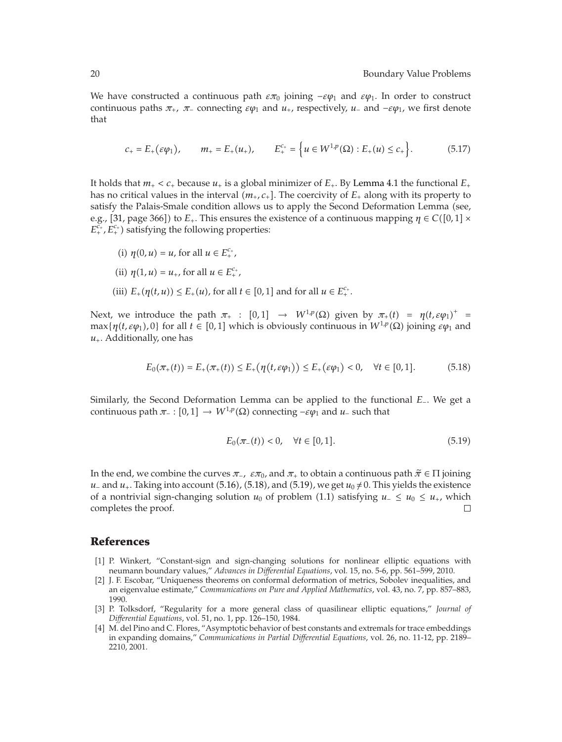We have constructed a continuous path $\varepsilon\pi_0$ joining $-\varepsilon\varphi_1$ and $\varepsilon\varphi_1$. In order to construct continuous paths $\pi_+$, $\pi_-$ connecting $\varepsilon\varphi_1$ and $u_+$, respectively, $u_-$ and $-\varepsilon\varphi_1$, we first denote that

$$c_+ = E_+(\varepsilon\varphi_1), \qquad m_+ = E_+(u_+), \qquad E_+^{c_+} = \left\{u \in W^{1,p}(\Omega) : E_+(u) \leq c_+\right\}. \tag{5.17}$$

It holds that $m_+ < c_+$ because $u_+$ is a global minimizer of $E_+$. By Lemma 4.1 the functional $E_+$ has no critical values in the interval $(m_+, c_+]$. The coercivity of $E_+$ along with its property to satisfy the Palais-Smale condition allows us to apply the Second Deformation Lemma (see, e.g., [31, page 366]) to $E_+$. This ensures the existence of a continuous mapping $\eta \in C([0,1] \times E_+^{c_+}, E_+^{c_+})$ satisfying the following properties:

(i) $\eta(0,u) = u$, for all $u \in E_+^{c_+}$,

(ii) $\eta(1,u) = u_+$, for all $u \in E_+^{c_+}$,

(iii) $E_+(\eta(t,u)) \leq E_+(u)$, for all $t \in [0,1]$ and for all $u \in E_+^{c_+}$.

Next, we introduce the path $\pi_+ : [0,1] \to W^{1,p}(\Omega)$ given by $\pi_+(t) = \eta(t,\varepsilon\varphi_1)^+ = \max\{\eta(t,\varepsilon\varphi_1), 0\}$ for all $t \in [0,1]$ which is obviously continuous in $W^{1,p}(\Omega)$ joining $\varepsilon\varphi_1$ and $u_+$. Additionally, one has

$$E_0(\pi_+(t)) = E_+(\pi_+(t)) \leq E_+(\eta(t,\varepsilon\varphi_1)) \leq E_+(\varepsilon\varphi_1) < 0, \quad \forall t \in [0,1]. \tag{5.18}$$

Similarly, the Second Deformation Lemma can be applied to the functional $E_-$. We get a continuous path $\pi_- : [0,1] \to W^{1,p}(\Omega)$ connecting $-\varepsilon\varphi_1$ and $u_-$ such that

$$E_0(\pi_-(t)) < 0, \quad \forall t \in [0,1]. \tag{5.19}$$

In the end, we combine the curves $\pi_-$, $\varepsilon\pi_0$, and $\pi_+$ to obtain a continuous path $\tilde{\pi} \in \Pi$ joining $u_-$ and $u_+$. Taking into account (5.16), (5.18), and (5.19), we get $u_0 \neq 0$. This yields the existence of a nontrivial sign-changing solution $u_0$ of problem (1.1) satisfying $u_- \leq u_0 \leq u_+$, which completes the proof. □

## References

[1] P. Winkert, "Constant-sign and sign-changing solutions for nonlinear elliptic equations with neumann boundary values," *Advances in Differential Equations*, vol. 15, no. 5-6, pp. 561–599, 2010.

[2] J. F. Escobar, "Uniqueness theorems on conformal deformation of metrics, Sobolev inequalities, and an eigenvalue estimate," *Communications on Pure and Applied Mathematics*, vol. 43, no. 7, pp. 857–883, 1990.

[3] P. Tolksdorf, "Regularity for a more general class of quasilinear elliptic equations," *Journal of Differential Equations*, vol. 51, no. 1, pp. 126–150, 1984.

[4] M. del Pino and C. Flores, "Asymptotic behavior of best constants and extremals for trace embeddings in expanding domains," *Communications in Partial Differential Equations*, vol. 26, no. 11-12, pp. 2189–2210, 2001.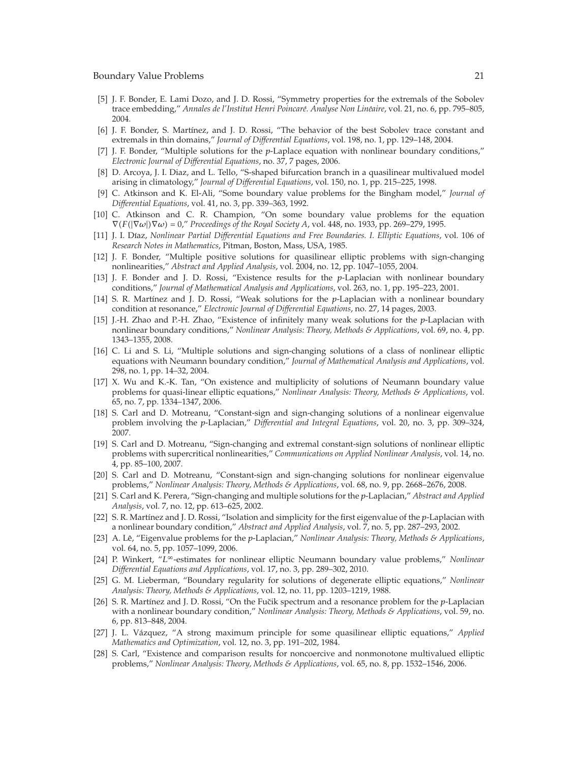[5] J. F. Bonder, E. Lami Dozo, and J. D. Rossi, "Symmetry properties for the extremals of the Sobolev trace embedding," *Annales de l'Institut Henri Poincaré. Analyse Non Linéaire*, vol. 21, no. 6, pp. 795–805, 2004.

[6] J. F. Bonder, S. Martínez, and J. D. Rossi, "The behavior of the best Sobolev trace constant and extremals in thin domains," *Journal of Differential Equations*, vol. 198, no. 1, pp. 129–148, 2004.

[7] J. F. Bonder, "Multiple solutions for the $p$-Laplace equation with nonlinear boundary conditions," *Electronic Journal of Differential Equations*, no. 37, 7 pages, 2006.

[8] D. Arcoya, J. I. Diaz, and L. Tello, "S-shaped bifurcation branch in a quasilinear multivalued model arising in climatology," *Journal of Differential Equations*, vol. 150, no. 1, pp. 215–225, 1998.

[9] C. Atkinson and K. El-Ali, "Some boundary value problems for the Bingham model," *Journal of Differential Equations*, vol. 41, no. 3, pp. 339–363, 1992.

[10] C. Atkinson and C. R. Champion, "On some boundary value problems for the equation $\nabla(F(|\nabla\omega|)\nabla\omega) = 0$," *Proceedings of the Royal Society A*, vol. 448, no. 1933, pp. 269–279, 1995.

[11] J. I. Díaz, *Nonlinear Partial Differential Equations and Free Boundaries. I. Elliptic Equations*, vol. 106 of *Research Notes in Mathematics*, Pitman, Boston, Mass, USA, 1985.

[12] J. F. Bonder, "Multiple positive solutions for quasilinear elliptic problems with sign-changing nonlinearities," *Abstract and Applied Analysis*, vol. 2004, no. 12, pp. 1047–1055, 2004.

[13] J. F. Bonder and J. D. Rossi, "Existence results for the $p$-Laplacian with nonlinear boundary conditions," *Journal of Mathematical Analysis and Applications*, vol. 263, no. 1, pp. 195–223, 2001.

[14] S. R. Martínez and J. D. Rossi, "Weak solutions for the $p$-Laplacian with a nonlinear boundary condition at resonance," *Electronic Journal of Differential Equations*, no. 27, 14 pages, 2003.

[15] J.-H. Zhao and P.-H. Zhao, "Existence of infinitely many weak solutions for the $p$-Laplacian with nonlinear boundary conditions," *Nonlinear Analysis: Theory, Methods & Applications*, vol. 69, no. 4, pp. 1343–1355, 2008.

[16] C. Li and S. Li, "Multiple solutions and sign-changing solutions of a class of nonlinear elliptic equations with Neumann boundary condition," *Journal of Mathematical Analysis and Applications*, vol. 298, no. 1, pp. 14–32, 2004.

[17] X. Wu and K.-K. Tan, "On existence and multiplicity of solutions of Neumann boundary value problems for quasi-linear elliptic equations," *Nonlinear Analysis: Theory, Methods & Applications*, vol. 65, no. 7, pp. 1334–1347, 2006.

[18] S. Carl and D. Motreanu, "Constant-sign and sign-changing solutions of a nonlinear eigenvalue problem involving the $p$-Laplacian," *Differential and Integral Equations*, vol. 20, no. 3, pp. 309–324, 2007.

[19] S. Carl and D. Motreanu, "Sign-changing and extremal constant-sign solutions of nonlinear elliptic problems with supercritical nonlinearities," *Communications on Applied Nonlinear Analysis*, vol. 14, no. 4, pp. 85–100, 2007.

[20] S. Carl and D. Motreanu, "Constant-sign and sign-changing solutions for nonlinear eigenvalue problems," *Nonlinear Analysis: Theory, Methods & Applications*, vol. 68, no. 9, pp. 2668–2676, 2008.

[21] S. Carl and K. Perera, "Sign-changing and multiple solutions for the $p$-Laplacian," *Abstract and Applied Analysis*, vol. 7, no. 12, pp. 613–625, 2002.

[22] S. R. Martínez and J. D. Rossi, "Isolation and simplicity for the first eigenvalue of the $p$-Laplacian with a nonlinear boundary condition," *Abstract and Applied Analysis*, vol. 7, no. 5, pp. 287–293, 2002.

[23] A. Lê, "Eigenvalue problems for the $p$-Laplacian," *Nonlinear Analysis: Theory, Methods & Applications*, vol. 64, no. 5, pp. 1057–1099, 2006.

[24] P. Winkert, "$L^\infty$-estimates for nonlinear elliptic Neumann boundary value problems," *Nonlinear Differential Equations and Applications*, vol. 17, no. 3, pp. 289–302, 2010.

[25] G. M. Lieberman, "Boundary regularity for solutions of degenerate elliptic equations," *Nonlinear Analysis: Theory, Methods & Applications*, vol. 12, no. 11, pp. 1203–1219, 1988.

[26] S. R. Martínez and J. D. Rossi, "On the Fučik spectrum and a resonance problem for the $p$-Laplacian with a nonlinear boundary condition," *Nonlinear Analysis: Theory, Methods & Applications*, vol. 59, no. 6, pp. 813–848, 2004.

[27] J. L. Vázquez, "A strong maximum principle for some quasilinear elliptic equations," *Applied Mathematics and Optimization*, vol. 12, no. 3, pp. 191–202, 1984.

[28] S. Carl, "Existence and comparison results for noncoercive and nonmonotone multivalued elliptic problems," *Nonlinear Analysis: Theory, Methods & Applications*, vol. 65, no. 8, pp. 1532–1546, 2006.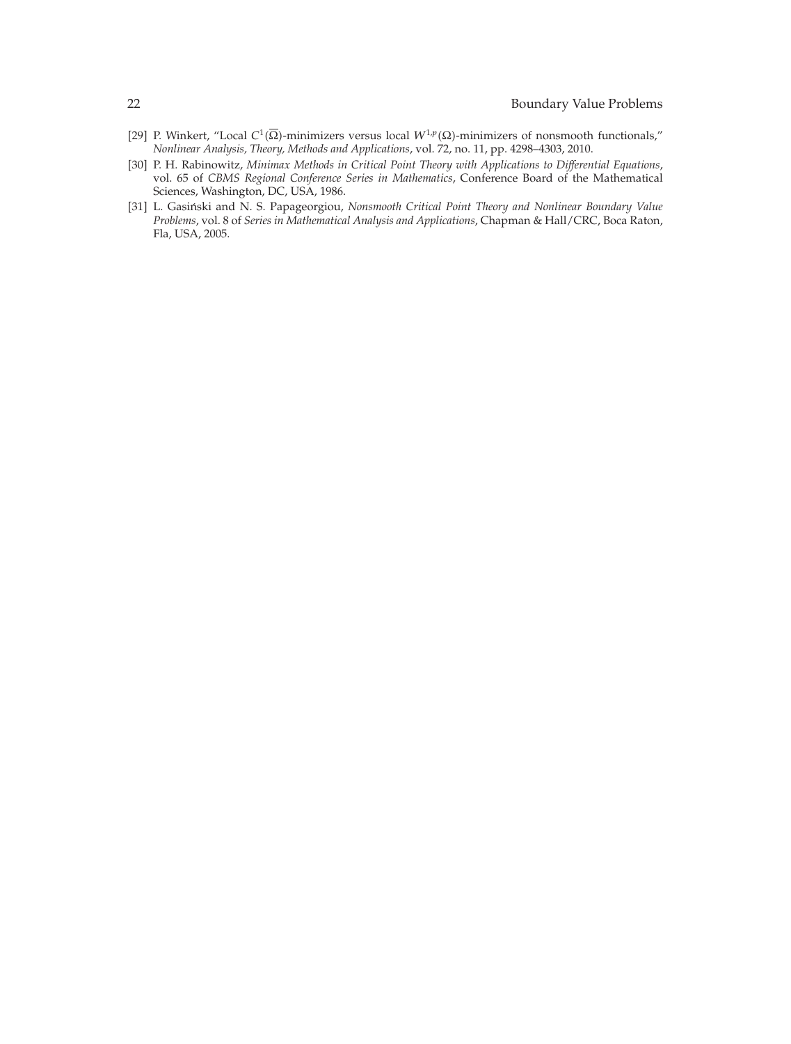[29] P. Winkert, "Local $C^1(\overline{\Omega})$-minimizers versus local $W^{1,p}(\Omega)$-minimizers of nonsmooth functionals," *Nonlinear Analysis, Theory, Methods and Applications*, vol. 72, no. 11, pp. 4298–4303, 2010.

[30] P. H. Rabinowitz, *Minimax Methods in Critical Point Theory with Applications to Differential Equations*, vol. 65 of *CBMS Regional Conference Series in Mathematics*, Conference Board of the Mathematical Sciences, Washington, DC, USA, 1986.

[31] L. Gasiński and N. S. Papageorgiou, *Nonsmooth Critical Point Theory and Nonlinear Boundary Value Problems*, vol. 8 of *Series in Mathematical Analysis and Applications*, Chapman & Hall/CRC, Boca Raton, Fla, USA, 2005.